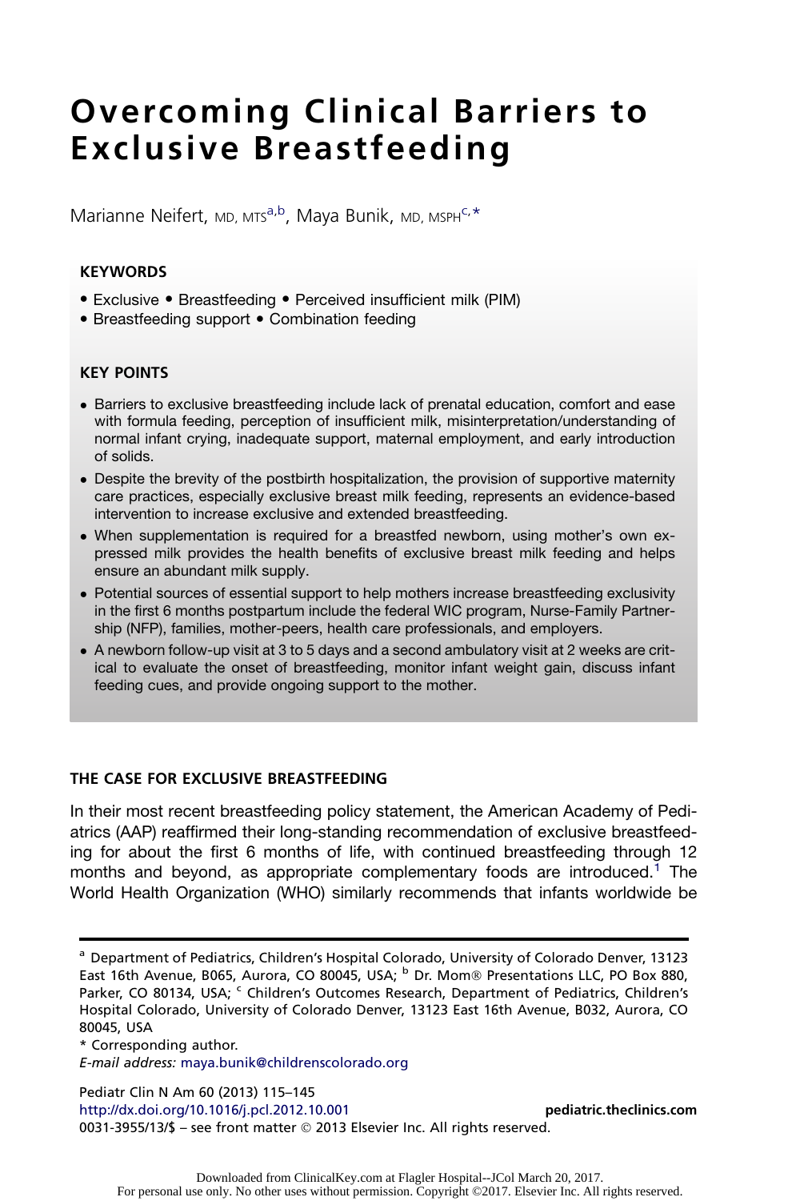# Overcoming Clinical Barriers to Exclusive Breastfeeding

Marianne Neifert, MD, MTS[a,b], Maya Bunik, MD, MSPH[c,*]

**KEYWORDS**

- Exclusive • Breastfeeding • Perceived insufficient milk (PIM)
- Breastfeeding support • Combination feeding

**KEY POINTS**

- Barriers to exclusive breastfeeding include lack of prenatal education, comfort and ease with formula feeding, perception of insufficient milk, misinterpretation/understanding of normal infant crying, inadequate support, maternal employment, and early introduction of solids.
- Despite the brevity of the postbirth hospitalization, the provision of supportive maternity care practices, especially exclusive breast milk feeding, represents an evidence-based intervention to increase exclusive and extended breastfeeding.
- When supplementation is required for a breastfed newborn, using mother's own expressed milk provides the health benefits of exclusive breast milk feeding and helps ensure an abundant milk supply.
- Potential sources of essential support to help mothers increase breastfeeding exclusivity in the first 6 months postpartum include the federal WIC program, Nurse-Family Partnership (NFP), families, mother-peers, health care professionals, and employers.
- A newborn follow-up visit at 3 to 5 days and a second ambulatory visit at 2 weeks are critical to evaluate the onset of breastfeeding, monitor infant weight gain, discuss infant feeding cues, and provide ongoing support to the mother.

## THE CASE FOR EXCLUSIVE BREASTFEEDING

In their most recent breastfeeding policy statement, the American Academy of Pediatrics (AAP) reaffirmed their long-standing recommendation of exclusive breastfeeding for about the first 6 months of life, with continued breastfeeding through 12 months and beyond, as appropriate complementary foods are introduced.[1] The World Health Organization (WHO) similarly recommends that infants worldwide be

---

[a] Department of Pediatrics, Children's Hospital Colorado, University of Colorado Denver, 13123 East 16th Avenue, B065, Aurora, CO 80045, USA; [b] Dr. Mom® Presentations LLC, PO Box 880, Parker, CO 80134, USA; [c] Children's Outcomes Research, Department of Pediatrics, Children's Hospital Colorado, University of Colorado Denver, 13123 East 16th Avenue, B032, Aurora, CO 80045, USA

* Corresponding author.

*E-mail address:* maya.bunik@childrenscolorado.org

Pediatr Clin N Am 60 (2013) 115–145
http://dx.doi.org/10.1016/j.pcl.2012.10.001 pediatric.theclinics.com
0031-3955/13/$ – see front matter © 2013 Elsevier Inc. All rights reserved.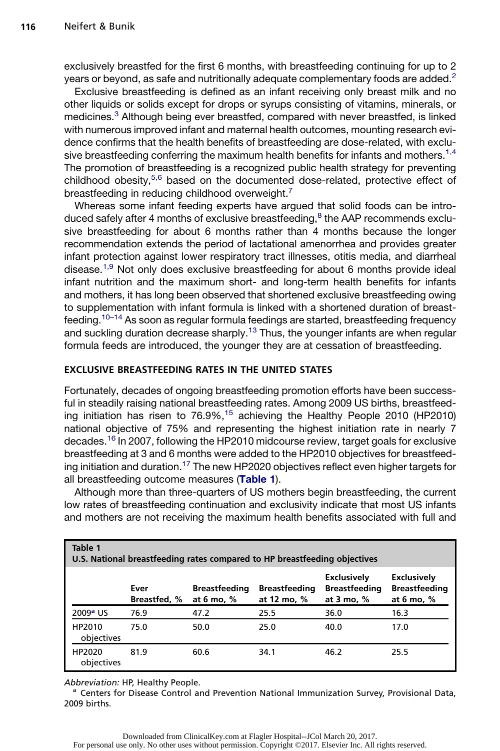exclusively breastfed for the first 6 months, with breastfeeding continuing for up to 2 years or beyond, as safe and nutritionally adequate complementary foods are added.[2]

Exclusive breastfeeding is defined as an infant receiving only breast milk and no other liquids or solids except for drops or syrups consisting of vitamins, minerals, or medicines.[3] Although being ever breastfed, compared with never breastfed, is linked with numerous improved infant and maternal health outcomes, mounting research evidence confirms that the health benefits of breastfeeding are dose-related, with exclusive breastfeeding conferring the maximum health benefits for infants and mothers.[1,4] The promotion of breastfeeding is a recognized public health strategy for preventing childhood obesity,[5,6] based on the documented dose-related, protective effect of breastfeeding in reducing childhood overweight.[7]

Whereas some infant feeding experts have argued that solid foods can be introduced safely after 4 months of exclusive breastfeeding,[8] the AAP recommends exclusive breastfeeding for about 6 months rather than 4 months because the longer recommendation extends the period of lactational amenorrhea and provides greater infant protection against lower respiratory tract illnesses, otitis media, and diarrheal disease.[1,9] Not only does exclusive breastfeeding for about 6 months provide ideal infant nutrition and the maximum short- and long-term health benefits for infants and mothers, it has long been observed that shortened exclusive breastfeeding owing to supplementation with infant formula is linked with a shortened duration of breastfeeding.[10–14] As soon as regular formula feedings are started, breastfeeding frequency and suckling duration decrease sharply.[13] Thus, the younger infants are when regular formula feeds are introduced, the younger they are at cessation of breastfeeding.

## EXCLUSIVE BREASTFEEDING RATES IN THE UNITED STATES

Fortunately, decades of ongoing breastfeeding promotion efforts have been successful in steadily raising national breastfeeding rates. Among 2009 US births, breastfeeding initiation has risen to 76.9%,[15] achieving the Healthy People 2010 (HP2010) national objective of 75% and representing the highest initiation rate in nearly 7 decades.[16] In 2007, following the HP2010 midcourse review, target goals for exclusive breastfeeding at 3 and 6 months were added to the HP2010 objectives for breastfeeding initiation and duration.[17] The new HP2020 objectives reflect even higher targets for all breastfeeding outcome measures (**Table 1**).

Although more than three-quarters of US mothers begin breastfeeding, the current low rates of breastfeeding continuation and exclusivity indicate that most US infants and mothers are not receiving the maximum health benefits associated with full and

**Table 1**
**U.S. National breastfeeding rates compared to HP breastfeeding objectives**

| | Ever Breastfed, % | Breastfeeding at 6 mo, % | Breastfeeding at 12 mo, % | Exclusively Breastfeeding at 3 mo, % | Exclusively Breastfeeding at 6 mo, % |
|---|---|---|---|---|---|
| 2009[a] US | 76.9 | 47.2 | 25.5 | 36.0 | 16.3 |
| HP2010 objectives | 75.0 | 50.0 | 25.0 | 40.0 | 17.0 |
| HP2020 objectives | 81.9 | 60.6 | 34.1 | 46.2 | 25.5 |

*Abbreviation:* HP, Healthy People.

[a] Centers for Disease Control and Prevention National Immunization Survey, Provisional Data, 2009 births.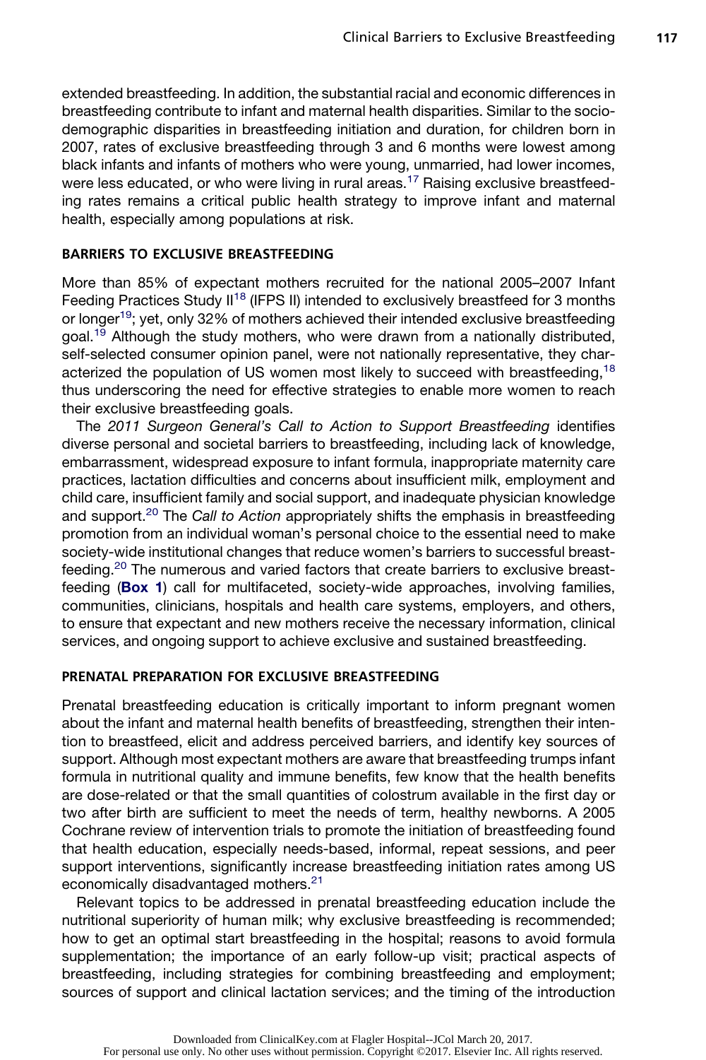extended breastfeeding. In addition, the substantial racial and economic differences in breastfeeding contribute to infant and maternal health disparities. Similar to the sociodemographic disparities in breastfeeding initiation and duration, for children born in 2007, rates of exclusive breastfeeding through 3 and 6 months were lowest among black infants and infants of mothers who were young, unmarried, had lower incomes, were less educated, or who were living in rural areas.[17] Raising exclusive breastfeeding rates remains a critical public health strategy to improve infant and maternal health, especially among populations at risk.

## BARRIERS TO EXCLUSIVE BREASTFEEDING

More than 85% of expectant mothers recruited for the national 2005–2007 Infant Feeding Practices Study II[18] (IFPS II) intended to exclusively breastfeed for 3 months or longer[19]; yet, only 32% of mothers achieved their intended exclusive breastfeeding goal.[19] Although the study mothers, who were drawn from a nationally distributed, self-selected consumer opinion panel, were not nationally representative, they characterized the population of US women most likely to succeed with breastfeeding,[18] thus underscoring the need for effective strategies to enable more women to reach their exclusive breastfeeding goals.

The *2011 Surgeon General's Call to Action to Support Breastfeeding* identifies diverse personal and societal barriers to breastfeeding, including lack of knowledge, embarrassment, widespread exposure to infant formula, inappropriate maternity care practices, lactation difficulties and concerns about insufficient milk, employment and child care, insufficient family and social support, and inadequate physician knowledge and support.[20] The *Call to Action* appropriately shifts the emphasis in breastfeeding promotion from an individual woman's personal choice to the essential need to make society-wide institutional changes that reduce women's barriers to successful breastfeeding.[20] The numerous and varied factors that create barriers to exclusive breastfeeding (**Box 1**) call for multifaceted, society-wide approaches, involving families, communities, clinicians, hospitals and health care systems, employers, and others, to ensure that expectant and new mothers receive the necessary information, clinical services, and ongoing support to achieve exclusive and sustained breastfeeding.

## PRENATAL PREPARATION FOR EXCLUSIVE BREASTFEEDING

Prenatal breastfeeding education is critically important to inform pregnant women about the infant and maternal health benefits of breastfeeding, strengthen their intention to breastfeed, elicit and address perceived barriers, and identify key sources of support. Although most expectant mothers are aware that breastfeeding trumps infant formula in nutritional quality and immune benefits, few know that the health benefits are dose-related or that the small quantities of colostrum available in the first day or two after birth are sufficient to meet the needs of term, healthy newborns. A 2005 Cochrane review of intervention trials to promote the initiation of breastfeeding found that health education, especially needs-based, informal, repeat sessions, and peer support interventions, significantly increase breastfeeding initiation rates among US economically disadvantaged mothers.[21]

Relevant topics to be addressed in prenatal breastfeeding education include the nutritional superiority of human milk; why exclusive breastfeeding is recommended; how to get an optimal start breastfeeding in the hospital; reasons to avoid formula supplementation; the importance of an early follow-up visit; practical aspects of breastfeeding, including strategies for combining breastfeeding and employment; sources of support and clinical lactation services; and the timing of the introduction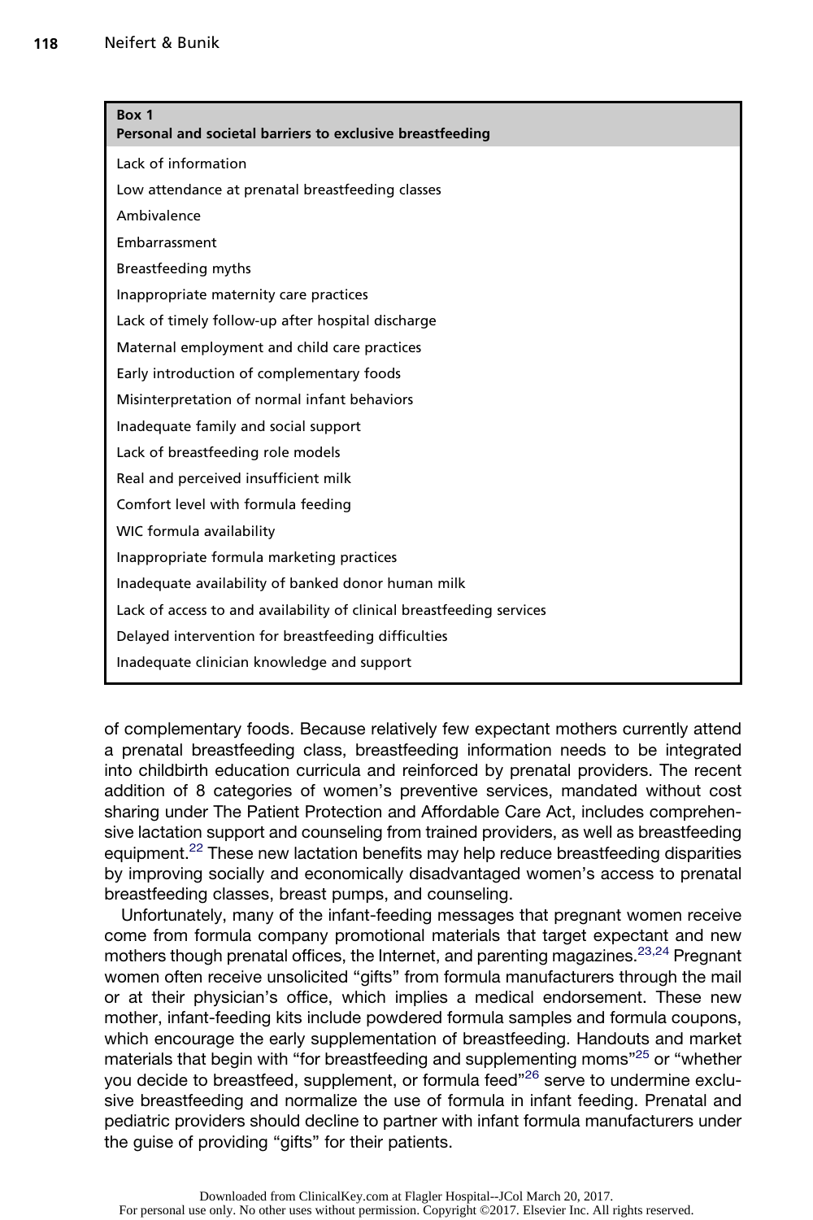**Box 1**
**Personal and societal barriers to exclusive breastfeeding**

- Lack of information
- Low attendance at prenatal breastfeeding classes
- Ambivalence
- Embarrassment
- Breastfeeding myths
- Inappropriate maternity care practices
- Lack of timely follow-up after hospital discharge
- Maternal employment and child care practices
- Early introduction of complementary foods
- Misinterpretation of normal infant behaviors
- Inadequate family and social support
- Lack of breastfeeding role models
- Real and perceived insufficient milk
- Comfort level with formula feeding
- WIC formula availability
- Inappropriate formula marketing practices
- Inadequate availability of banked donor human milk
- Lack of access to and availability of clinical breastfeeding services
- Delayed intervention for breastfeeding difficulties
- Inadequate clinician knowledge and support

of complementary foods. Because relatively few expectant mothers currently attend a prenatal breastfeeding class, breastfeeding information needs to be integrated into childbirth education curricula and reinforced by prenatal providers. The recent addition of 8 categories of women's preventive services, mandated without cost sharing under The Patient Protection and Affordable Care Act, includes comprehensive lactation support and counseling from trained providers, as well as breastfeeding equipment.[22] These new lactation benefits may help reduce breastfeeding disparities by improving socially and economically disadvantaged women's access to prenatal breastfeeding classes, breast pumps, and counseling.

Unfortunately, many of the infant-feeding messages that pregnant women receive come from formula company promotional materials that target expectant and new mothers though prenatal offices, the Internet, and parenting magazines.[23,24] Pregnant women often receive unsolicited "gifts" from formula manufacturers through the mail or at their physician's office, which implies a medical endorsement. These new mother, infant-feeding kits include powdered formula samples and formula coupons, which encourage the early supplementation of breastfeeding. Handouts and market materials that begin with "for breastfeeding and supplementing moms"[25] or "whether you decide to breastfeed, supplement, or formula feed"[26] serve to undermine exclusive breastfeeding and normalize the use of formula in infant feeding. Prenatal and pediatric providers should decline to partner with infant formula manufacturers under the guise of providing "gifts" for their patients.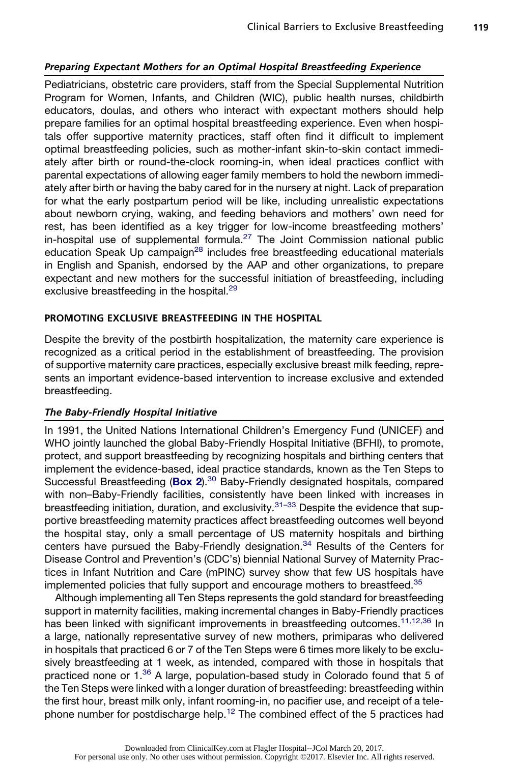### *Preparing Expectant Mothers for an Optimal Hospital Breastfeeding Experience*

Pediatricians, obstetric care providers, staff from the Special Supplemental Nutrition Program for Women, Infants, and Children (WIC), public health nurses, childbirth educators, doulas, and others who interact with expectant mothers should help prepare families for an optimal hospital breastfeeding experience. Even when hospitals offer supportive maternity practices, staff often find it difficult to implement optimal breastfeeding policies, such as mother-infant skin-to-skin contact immediately after birth or round-the-clock rooming-in, when ideal practices conflict with parental expectations of allowing eager family members to hold the newborn immediately after birth or having the baby cared for in the nursery at night. Lack of preparation for what the early postpartum period will be like, including unrealistic expectations about newborn crying, waking, and feeding behaviors and mothers' own need for rest, has been identified as a key trigger for low-income breastfeeding mothers' in-hospital use of supplemental formula.[27] The Joint Commission national public education Speak Up campaign[28] includes free breastfeeding educational materials in English and Spanish, endorsed by the AAP and other organizations, to prepare expectant and new mothers for the successful initiation of breastfeeding, including exclusive breastfeeding in the hospital.[29]

## PROMOTING EXCLUSIVE BREASTFEEDING IN THE HOSPITAL

Despite the brevity of the postbirth hospitalization, the maternity care experience is recognized as a critical period in the establishment of breastfeeding. The provision of supportive maternity care practices, especially exclusive breast milk feeding, represents an important evidence-based intervention to increase exclusive and extended breastfeeding.

### *The Baby-Friendly Hospital Initiative*

In 1991, the United Nations International Children's Emergency Fund (UNICEF) and WHO jointly launched the global Baby-Friendly Hospital Initiative (BFHI), to promote, protect, and support breastfeeding by recognizing hospitals and birthing centers that implement the evidence-based, ideal practice standards, known as the Ten Steps to Successful Breastfeeding (**Box 2**).[30] Baby-Friendly designated hospitals, compared with non–Baby-Friendly facilities, consistently have been linked with increases in breastfeeding initiation, duration, and exclusivity.[31–33] Despite the evidence that supportive breastfeeding maternity practices affect breastfeeding outcomes well beyond the hospital stay, only a small percentage of US maternity hospitals and birthing centers have pursued the Baby-Friendly designation.[34] Results of the Centers for Disease Control and Prevention's (CDC's) biennial National Survey of Maternity Practices in Infant Nutrition and Care (mPINC) survey show that few US hospitals have implemented policies that fully support and encourage mothers to breastfeed.[35]

Although implementing all Ten Steps represents the gold standard for breastfeeding support in maternity facilities, making incremental changes in Baby-Friendly practices has been linked with significant improvements in breastfeeding outcomes.[11,12,36] In a large, nationally representative survey of new mothers, primiparas who delivered in hospitals that practiced 6 or 7 of the Ten Steps were 6 times more likely to be exclusively breastfeeding at 1 week, as intended, compared with those in hospitals that practiced none or 1.[36] A large, population-based study in Colorado found that 5 of the Ten Steps were linked with a longer duration of breastfeeding: breastfeeding within the first hour, breast milk only, infant rooming-in, no pacifier use, and receipt of a telephone number for postdischarge help.[12] The combined effect of the 5 practices had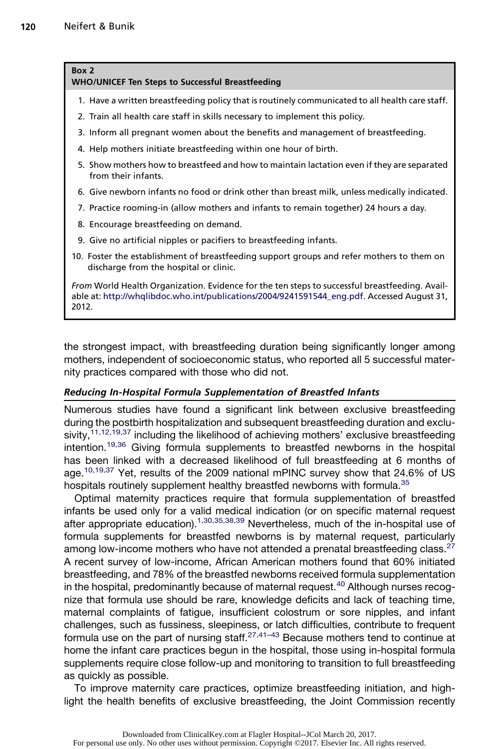**Box 2**
**WHO/UNICEF Ten Steps to Successful Breastfeeding**

1. Have a written breastfeeding policy that is routinely communicated to all health care staff.
2. Train all health care staff in skills necessary to implement this policy.
3. Inform all pregnant women about the benefits and management of breastfeeding.
4. Help mothers initiate breastfeeding within one hour of birth.
5. Show mothers how to breastfeed and how to maintain lactation even if they are separated from their infants.
6. Give newborn infants no food or drink other than breast milk, unless medically indicated.
7. Practice rooming-in (allow mothers and infants to remain together) 24 hours a day.
8. Encourage breastfeeding on demand.
9. Give no artificial nipples or pacifiers to breastfeeding infants.
10. Foster the establishment of breastfeeding support groups and refer mothers to them on discharge from the hospital or clinic.

*From* World Health Organization. Evidence for the ten steps to successful breastfeeding. Available at: http://whqlibdoc.who.int/publications/2004/9241591544_eng.pdf. Accessed August 31, 2012.

the strongest impact, with breastfeeding duration being significantly longer among mothers, independent of socioeconomic status, who reported all 5 successful maternity practices compared with those who did not.

### *Reducing In-Hospital Formula Supplementation of Breastfed Infants*

Numerous studies have found a significant link between exclusive breastfeeding during the postbirth hospitalization and subsequent breastfeeding duration and exclusivity,[11,12,19,37] including the likelihood of achieving mothers' exclusive breastfeeding intention.[19,36] Giving formula supplements to breastfed newborns in the hospital has been linked with a decreased likelihood of full breastfeeding at 6 months of age.[10,19,37] Yet, results of the 2009 national mPINC survey show that 24.6% of US hospitals routinely supplement healthy breastfed newborns with formula.[35]

Optimal maternity practices require that formula supplementation of breastfed infants be used only for a valid medical indication (or on specific maternal request after appropriate education).[1,30,35,38,39] Nevertheless, much of the in-hospital use of formula supplements for breastfed newborns is by maternal request, particularly among low-income mothers who have not attended a prenatal breastfeeding class.[27] A recent survey of low-income, African American mothers found that 60% initiated breastfeeding, and 78% of the breastfed newborns received formula supplementation in the hospital, predominantly because of maternal request.[40] Although nurses recognize that formula use should be rare, knowledge deficits and lack of teaching time, maternal complaints of fatigue, insufficient colostrum or sore nipples, and infant challenges, such as fussiness, sleepiness, or latch difficulties, contribute to frequent formula use on the part of nursing staff.[27,41–43] Because mothers tend to continue at home the infant care practices begun in the hospital, those using in-hospital formula supplements require close follow-up and monitoring to transition to full breastfeeding as quickly as possible.

To improve maternity care practices, optimize breastfeeding initiation, and highlight the health benefits of exclusive breastfeeding, the Joint Commission recently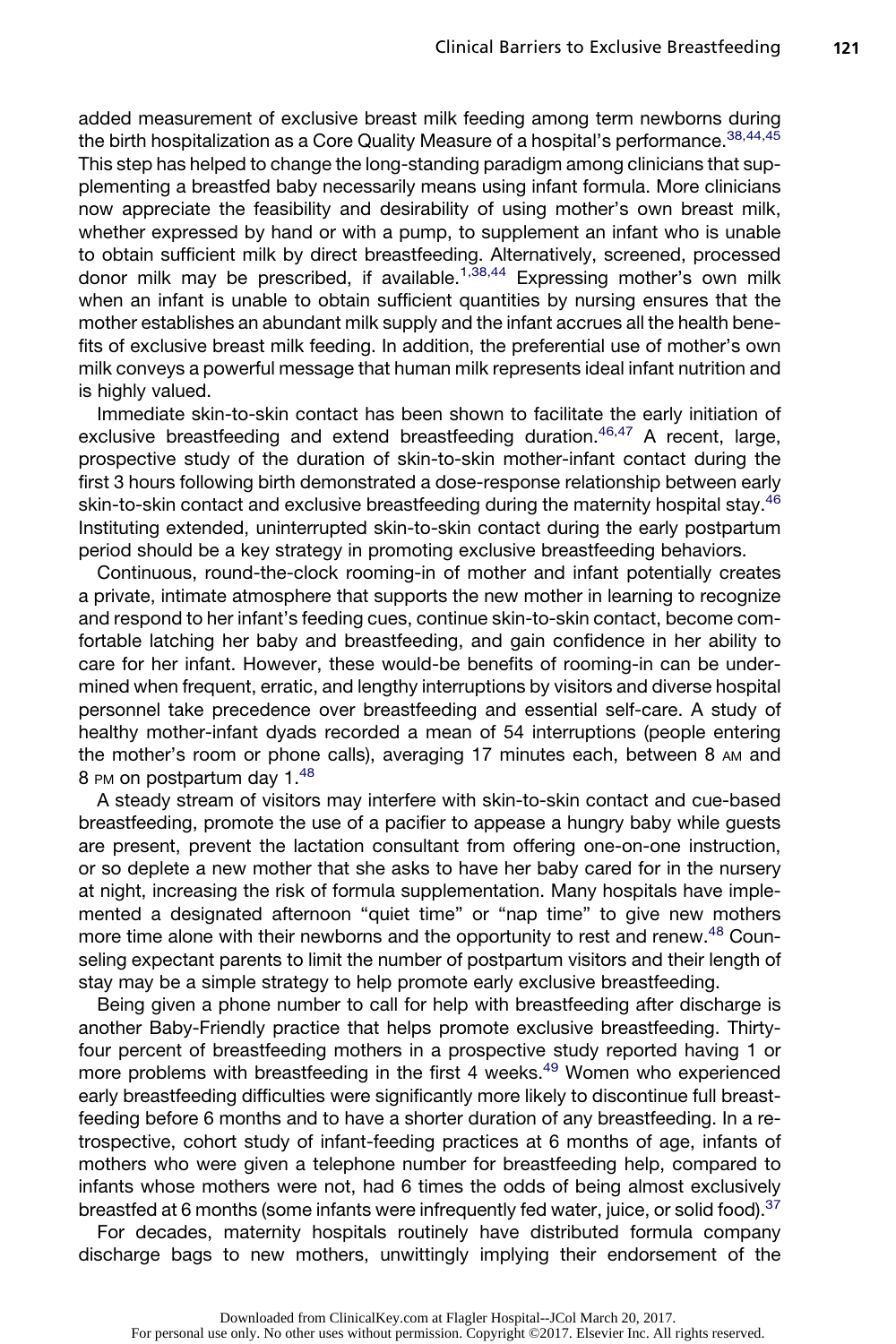added measurement of exclusive breast milk feeding among term newborns during the birth hospitalization as a Core Quality Measure of a hospital's performance.[38,44,45] This step has helped to change the long-standing paradigm among clinicians that supplementing a breastfed baby necessarily means using infant formula. More clinicians now appreciate the feasibility and desirability of using mother's own breast milk, whether expressed by hand or with a pump, to supplement an infant who is unable to obtain sufficient milk by direct breastfeeding. Alternatively, screened, processed donor milk may be prescribed, if available.[1,38,44] Expressing mother's own milk when an infant is unable to obtain sufficient quantities by nursing ensures that the mother establishes an abundant milk supply and the infant accrues all the health benefits of exclusive breast milk feeding. In addition, the preferential use of mother's own milk conveys a powerful message that human milk represents ideal infant nutrition and is highly valued.

Immediate skin-to-skin contact has been shown to facilitate the early initiation of exclusive breastfeeding and extend breastfeeding duration.[46,47] A recent, large, prospective study of the duration of skin-to-skin mother-infant contact during the first 3 hours following birth demonstrated a dose-response relationship between early skin-to-skin contact and exclusive breastfeeding during the maternity hospital stay.[46] Instituting extended, uninterrupted skin-to-skin contact during the early postpartum period should be a key strategy in promoting exclusive breastfeeding behaviors.

Continuous, round-the-clock rooming-in of mother and infant potentially creates a private, intimate atmosphere that supports the new mother in learning to recognize and respond to her infant's feeding cues, continue skin-to-skin contact, become comfortable latching her baby and breastfeeding, and gain confidence in her ability to care for her infant. However, these would-be benefits of rooming-in can be undermined when frequent, erratic, and lengthy interruptions by visitors and diverse hospital personnel take precedence over breastfeeding and essential self-care. A study of healthy mother-infant dyads recorded a mean of 54 interruptions (people entering the mother's room or phone calls), averaging 17 minutes each, between 8 AM and 8 PM on postpartum day 1.[48]

A steady stream of visitors may interfere with skin-to-skin contact and cue-based breastfeeding, promote the use of a pacifier to appease a hungry baby while guests are present, prevent the lactation consultant from offering one-on-one instruction, or so deplete a new mother that she asks to have her baby cared for in the nursery at night, increasing the risk of formula supplementation. Many hospitals have implemented a designated afternoon "quiet time" or "nap time" to give new mothers more time alone with their newborns and the opportunity to rest and renew.[48] Counseling expectant parents to limit the number of postpartum visitors and their length of stay may be a simple strategy to help promote early exclusive breastfeeding.

Being given a phone number to call for help with breastfeeding after discharge is another Baby-Friendly practice that helps promote exclusive breastfeeding. Thirty-four percent of breastfeeding mothers in a prospective study reported having 1 or more problems with breastfeeding in the first 4 weeks.[49] Women who experienced early breastfeeding difficulties were significantly more likely to discontinue full breastfeeding before 6 months and to have a shorter duration of any breastfeeding. In a retrospective, cohort study of infant-feeding practices at 6 months of age, infants of mothers who were given a telephone number for breastfeeding help, compared to infants whose mothers were not, had 6 times the odds of being almost exclusively breastfed at 6 months (some infants were infrequently fed water, juice, or solid food).[37]

For decades, maternity hospitals routinely have distributed formula company discharge bags to new mothers, unwittingly implying their endorsement of the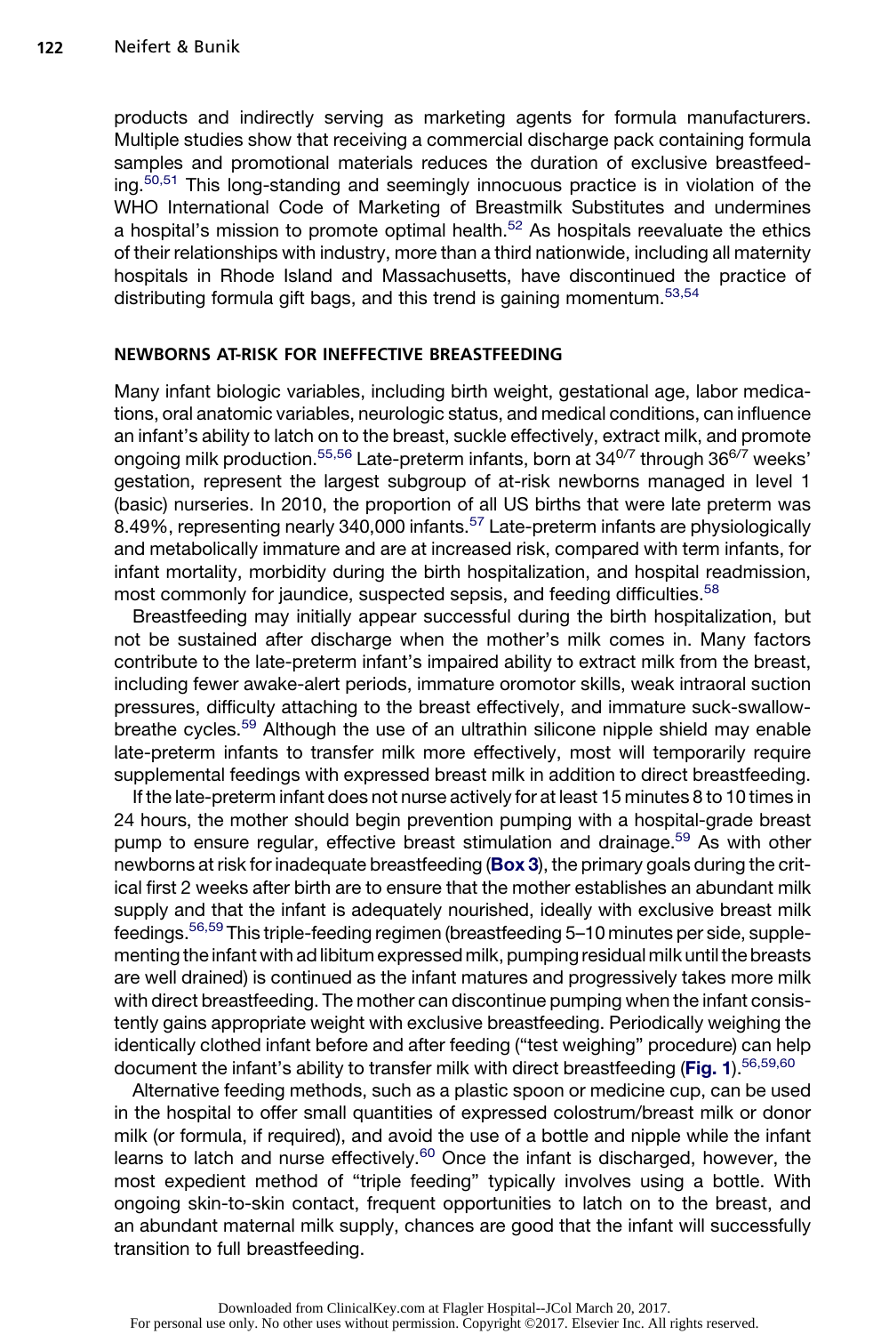products and indirectly serving as marketing agents for formula manufacturers. Multiple studies show that receiving a commercial discharge pack containing formula samples and promotional materials reduces the duration of exclusive breastfeeding.[50,51] This long-standing and seemingly innocuous practice is in violation of the WHO International Code of Marketing of Breastmilk Substitutes and undermines a hospital's mission to promote optimal health.[52] As hospitals reevaluate the ethics of their relationships with industry, more than a third nationwide, including all maternity hospitals in Rhode Island and Massachusetts, have discontinued the practice of distributing formula gift bags, and this trend is gaining momentum.[53,54]

## NEWBORNS AT-RISK FOR INEFFECTIVE BREASTFEEDING

Many infant biologic variables, including birth weight, gestational age, labor medications, oral anatomic variables, neurologic status, and medical conditions, can influence an infant's ability to latch on to the breast, suckle effectively, extract milk, and promote ongoing milk production.[55,56] Late-preterm infants, born at $34^{0/7}$ through $36^{6/7}$ weeks' gestation, represent the largest subgroup of at-risk newborns managed in level 1 (basic) nurseries. In 2010, the proportion of all US births that were late preterm was 8.49%, representing nearly 340,000 infants.[57] Late-preterm infants are physiologically and metabolically immature and are at increased risk, compared with term infants, for infant mortality, morbidity during the birth hospitalization, and hospital readmission, most commonly for jaundice, suspected sepsis, and feeding difficulties.[58]

Breastfeeding may initially appear successful during the birth hospitalization, but not be sustained after discharge when the mother's milk comes in. Many factors contribute to the late-preterm infant's impaired ability to extract milk from the breast, including fewer awake-alert periods, immature oromotor skills, weak intraoral suction pressures, difficulty attaching to the breast effectively, and immature suck-swallow-breathe cycles.[59] Although the use of an ultrathin silicone nipple shield may enable late-preterm infants to transfer milk more effectively, most will temporarily require supplemental feedings with expressed breast milk in addition to direct breastfeeding.

If the late-preterm infant does not nurse actively for at least 15 minutes 8 to 10 times in 24 hours, the mother should begin prevention pumping with a hospital-grade breast pump to ensure regular, effective breast stimulation and drainage.[59] As with other newborns at risk for inadequate breastfeeding (**Box 3**), the primary goals during the critical first 2 weeks after birth are to ensure that the mother establishes an abundant milk supply and that the infant is adequately nourished, ideally with exclusive breast milk feedings.[56,59] This triple-feeding regimen (breastfeeding 5–10 minutes per side, supplementing the infant with ad libitum expressed milk, pumping residual milk until the breasts are well drained) is continued as the infant matures and progressively takes more milk with direct breastfeeding. The mother can discontinue pumping when the infant consistently gains appropriate weight with exclusive breastfeeding. Periodically weighing the identically clothed infant before and after feeding ("test weighing" procedure) can help document the infant's ability to transfer milk with direct breastfeeding (**Fig. 1**).[56,59,60]

Alternative feeding methods, such as a plastic spoon or medicine cup, can be used in the hospital to offer small quantities of expressed colostrum/breast milk or donor milk (or formula, if required), and avoid the use of a bottle and nipple while the infant learns to latch and nurse effectively.[60] Once the infant is discharged, however, the most expedient method of "triple feeding" typically involves using a bottle. With ongoing skin-to-skin contact, frequent opportunities to latch on to the breast, and an abundant maternal milk supply, chances are good that the infant will successfully transition to full breastfeeding.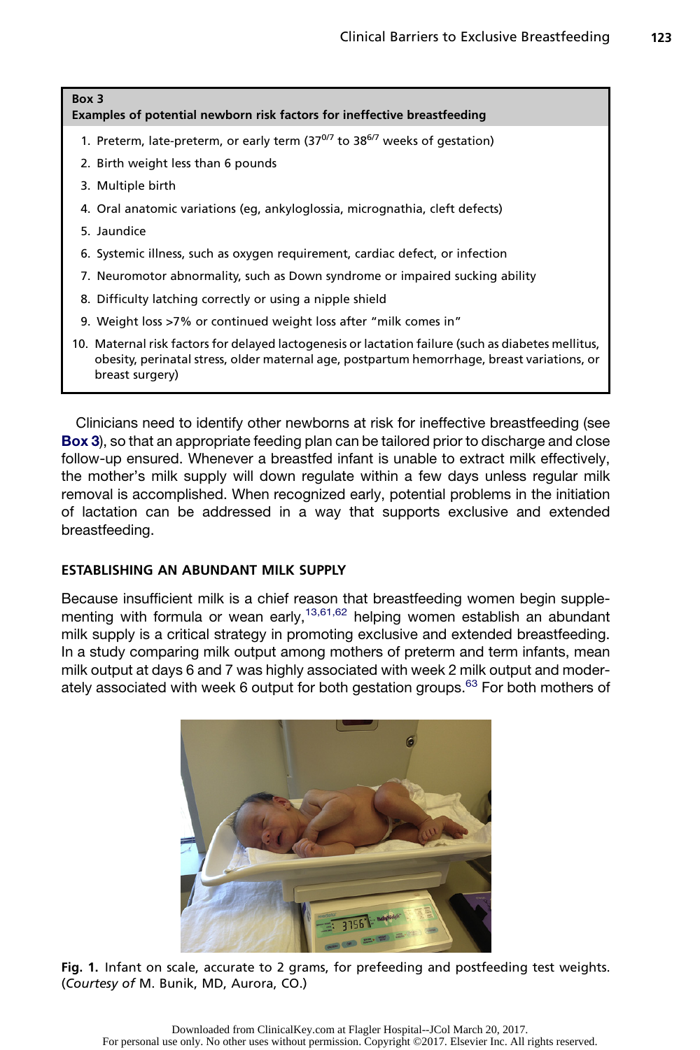**Box 3**
**Examples of potential newborn risk factors for ineffective breastfeeding**

1. Preterm, late-preterm, or early term ($37^{0/7}$ to $38^{6/7}$ weeks of gestation)
2. Birth weight less than 6 pounds
3. Multiple birth
4. Oral anatomic variations (eg, ankyloglossia, micrognathia, cleft defects)
5. Jaundice
6. Systemic illness, such as oxygen requirement, cardiac defect, or infection
7. Neuromotor abnormality, such as Down syndrome or impaired sucking ability
8. Difficulty latching correctly or using a nipple shield
9. Weight loss >7% or continued weight loss after "milk comes in"
10. Maternal risk factors for delayed lactogenesis or lactation failure (such as diabetes mellitus, obesity, perinatal stress, older maternal age, postpartum hemorrhage, breast variations, or breast surgery)

Clinicians need to identify other newborns at risk for ineffective breastfeeding (see **Box 3**), so that an appropriate feeding plan can be tailored prior to discharge and close follow-up ensured. Whenever a breastfed infant is unable to extract milk effectively, the mother's milk supply will down regulate within a few days unless regular milk removal is accomplished. When recognized early, potential problems in the initiation of lactation can be addressed in a way that supports exclusive and extended breastfeeding.

## ESTABLISHING AN ABUNDANT MILK SUPPLY

Because insufficient milk is a chief reason that breastfeeding women begin supplementing with formula or wean early,[13,61,62] helping women establish an abundant milk supply is a critical strategy in promoting exclusive and extended breastfeeding. In a study comparing milk output among mothers of preterm and term infants, mean milk output at days 6 and 7 was highly associated with week 2 milk output and moderately associated with week 6 output for both gestation groups.[63] For both mothers of

**Fig. 1.** Infant on scale, accurate to 2 grams, for prefeeding and postfeeding test weights. (*Courtesy of* M. Bunik, MD, Aurora, CO.)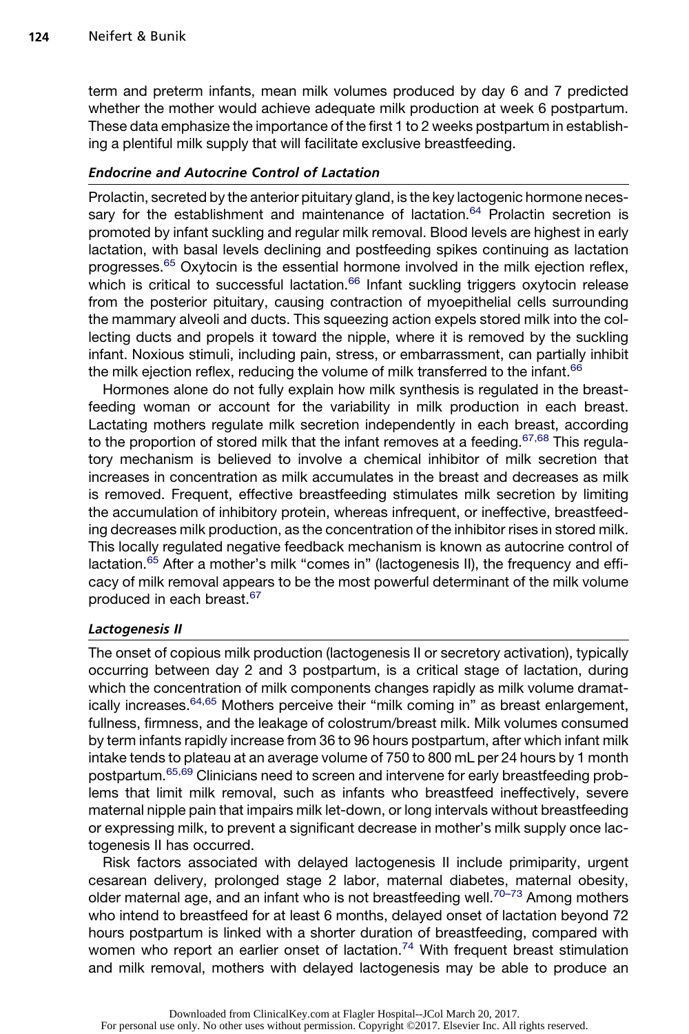term and preterm infants, mean milk volumes produced by day 6 and 7 predicted whether the mother would achieve adequate milk production at week 6 postpartum. These data emphasize the importance of the first 1 to 2 weeks postpartum in establishing a plentiful milk supply that will facilitate exclusive breastfeeding.

### *Endocrine and Autocrine Control of Lactation*

Prolactin, secreted by the anterior pituitary gland, is the key lactogenic hormone necessary for the establishment and maintenance of lactation.[64] Prolactin secretion is promoted by infant suckling and regular milk removal. Blood levels are highest in early lactation, with basal levels declining and postfeeding spikes continuing as lactation progresses.[65] Oxytocin is the essential hormone involved in the milk ejection reflex, which is critical to successful lactation.[66] Infant suckling triggers oxytocin release from the posterior pituitary, causing contraction of myoepithelial cells surrounding the mammary alveoli and ducts. This squeezing action expels stored milk into the collecting ducts and propels it toward the nipple, where it is removed by the suckling infant. Noxious stimuli, including pain, stress, or embarrassment, can partially inhibit the milk ejection reflex, reducing the volume of milk transferred to the infant.[66]

Hormones alone do not fully explain how milk synthesis is regulated in the breastfeeding woman or account for the variability in milk production in each breast. Lactating mothers regulate milk secretion independently in each breast, according to the proportion of stored milk that the infant removes at a feeding.[67,68] This regulatory mechanism is believed to involve a chemical inhibitor of milk secretion that increases in concentration as milk accumulates in the breast and decreases as milk is removed. Frequent, effective breastfeeding stimulates milk secretion by limiting the accumulation of inhibitory protein, whereas infrequent, or ineffective, breastfeeding decreases milk production, as the concentration of the inhibitor rises in stored milk. This locally regulated negative feedback mechanism is known as autocrine control of lactation.[65] After a mother's milk "comes in" (lactogenesis II), the frequency and efficacy of milk removal appears to be the most powerful determinant of the milk volume produced in each breast.[67]

### *Lactogenesis II*

The onset of copious milk production (lactogenesis II or secretory activation), typically occurring between day 2 and 3 postpartum, is a critical stage of lactation, during which the concentration of milk components changes rapidly as milk volume dramatically increases.[64,65] Mothers perceive their "milk coming in" as breast enlargement, fullness, firmness, and the leakage of colostrum/breast milk. Milk volumes consumed by term infants rapidly increase from 36 to 96 hours postpartum, after which infant milk intake tends to plateau at an average volume of 750 to 800 mL per 24 hours by 1 month postpartum.[65,69] Clinicians need to screen and intervene for early breastfeeding problems that limit milk removal, such as infants who breastfeed ineffectively, severe maternal nipple pain that impairs milk let-down, or long intervals without breastfeeding or expressing milk, to prevent a significant decrease in mother's milk supply once lactogenesis II has occurred.

Risk factors associated with delayed lactogenesis II include primiparity, urgent cesarean delivery, prolonged stage 2 labor, maternal diabetes, maternal obesity, older maternal age, and an infant who is not breastfeeding well.[70–73] Among mothers who intend to breastfeed for at least 6 months, delayed onset of lactation beyond 72 hours postpartum is linked with a shorter duration of breastfeeding, compared with women who report an earlier onset of lactation.[74] With frequent breast stimulation and milk removal, mothers with delayed lactogenesis may be able to produce an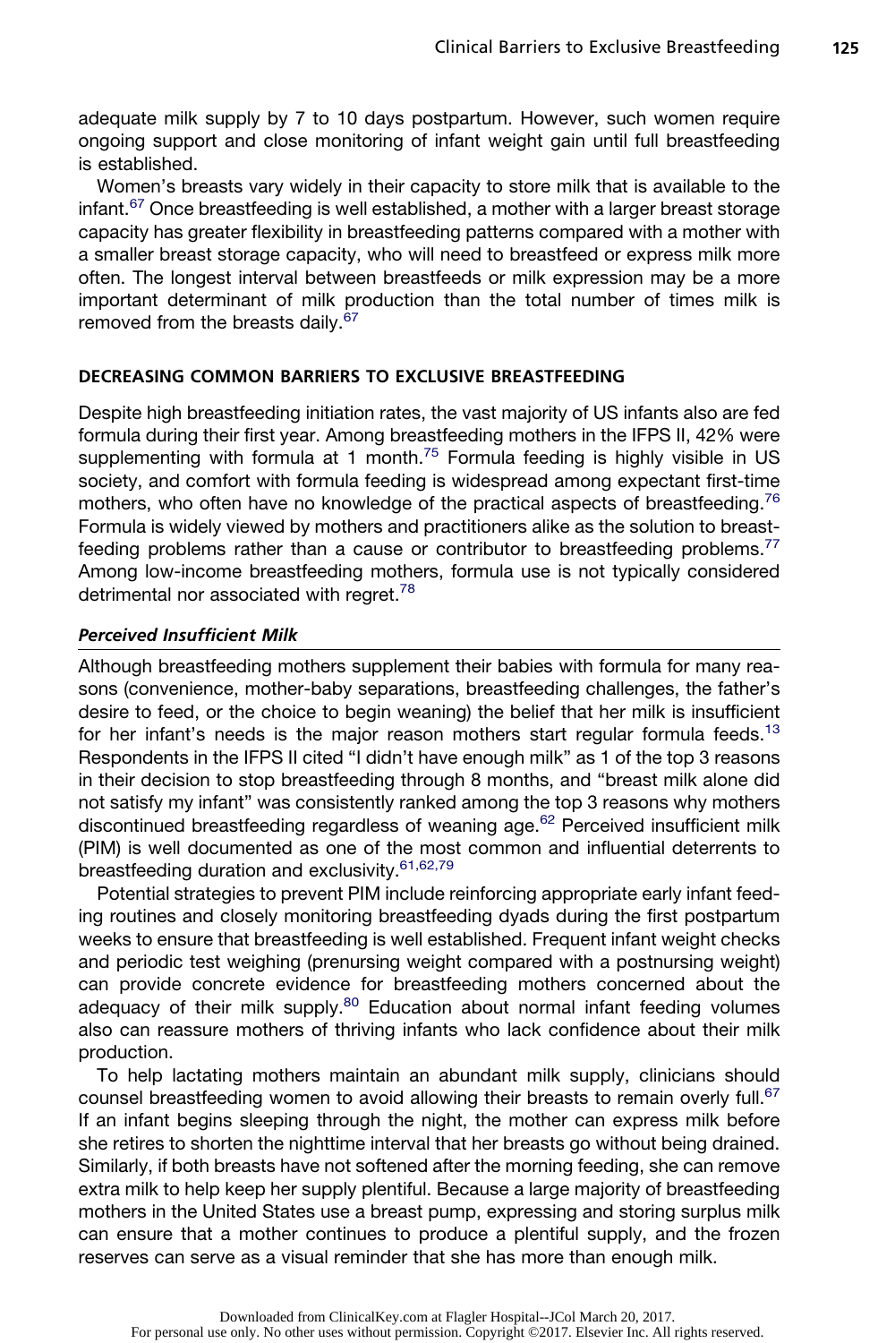adequate milk supply by 7 to 10 days postpartum. However, such women require ongoing support and close monitoring of infant weight gain until full breastfeeding is established.

Women's breasts vary widely in their capacity to store milk that is available to the infant.[67] Once breastfeeding is well established, a mother with a larger breast storage capacity has greater flexibility in breastfeeding patterns compared with a mother with a smaller breast storage capacity, who will need to breastfeed or express milk more often. The longest interval between breastfeeds or milk expression may be a more important determinant of milk production than the total number of times milk is removed from the breasts daily.[67]

## DECREASING COMMON BARRIERS TO EXCLUSIVE BREASTFEEDING

Despite high breastfeeding initiation rates, the vast majority of US infants also are fed formula during their first year. Among breastfeeding mothers in the IFPS II, 42% were supplementing with formula at 1 month.[75] Formula feeding is highly visible in US society, and comfort with formula feeding is widespread among expectant first-time mothers, who often have no knowledge of the practical aspects of breastfeeding.[76] Formula is widely viewed by mothers and practitioners alike as the solution to breastfeeding problems rather than a cause or contributor to breastfeeding problems.[77] Among low-income breastfeeding mothers, formula use is not typically considered detrimental nor associated with regret.[78]

### *Perceived Insufficient Milk*

Although breastfeeding mothers supplement their babies with formula for many reasons (convenience, mother-baby separations, breastfeeding challenges, the father's desire to feed, or the choice to begin weaning) the belief that her milk is insufficient for her infant's needs is the major reason mothers start regular formula feeds.[13] Respondents in the IFPS II cited "I didn't have enough milk" as 1 of the top 3 reasons in their decision to stop breastfeeding through 8 months, and "breast milk alone did not satisfy my infant" was consistently ranked among the top 3 reasons why mothers discontinued breastfeeding regardless of weaning age.[62] Perceived insufficient milk (PIM) is well documented as one of the most common and influential deterrents to breastfeeding duration and exclusivity.[61,62,79]

Potential strategies to prevent PIM include reinforcing appropriate early infant feeding routines and closely monitoring breastfeeding dyads during the first postpartum weeks to ensure that breastfeeding is well established. Frequent infant weight checks and periodic test weighing (prenursing weight compared with a postnursing weight) can provide concrete evidence for breastfeeding mothers concerned about the adequacy of their milk supply.[80] Education about normal infant feeding volumes also can reassure mothers of thriving infants who lack confidence about their milk production.

To help lactating mothers maintain an abundant milk supply, clinicians should counsel breastfeeding women to avoid allowing their breasts to remain overly full.[67] If an infant begins sleeping through the night, the mother can express milk before she retires to shorten the nighttime interval that her breasts go without being drained. Similarly, if both breasts have not softened after the morning feeding, she can remove extra milk to help keep her supply plentiful. Because a large majority of breastfeeding mothers in the United States use a breast pump, expressing and storing surplus milk can ensure that a mother continues to produce a plentiful supply, and the frozen reserves can serve as a visual reminder that she has more than enough milk.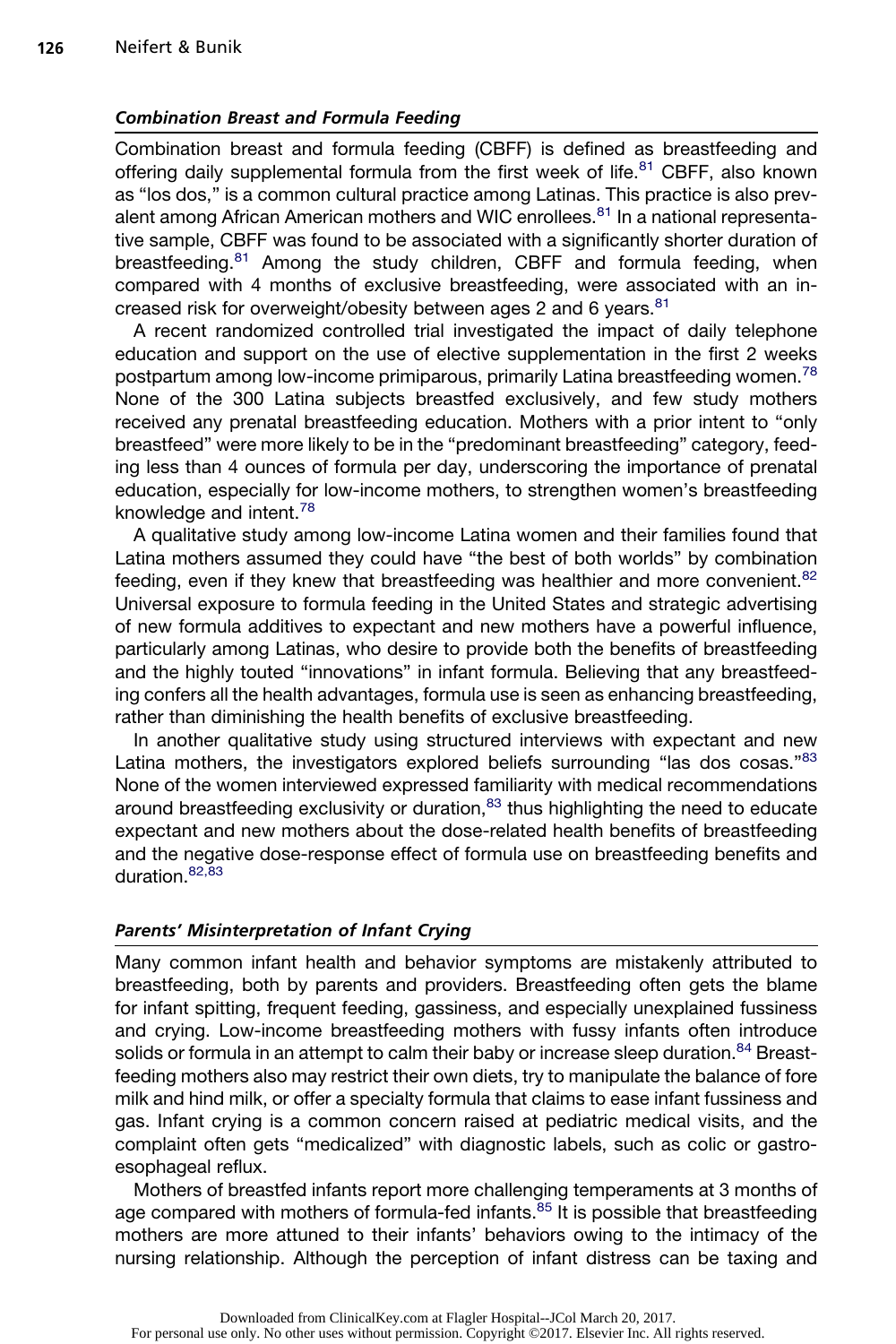### *Combination Breast and Formula Feeding*

Combination breast and formula feeding (CBFF) is defined as breastfeeding and offering daily supplemental formula from the first week of life.[81] CBFF, also known as "los dos," is a common cultural practice among Latinas. This practice is also prevalent among African American mothers and WIC enrollees.[81] In a national representative sample, CBFF was found to be associated with a significantly shorter duration of breastfeeding.[81] Among the study children, CBFF and formula feeding, when compared with 4 months of exclusive breastfeeding, were associated with an increased risk for overweight/obesity between ages 2 and 6 years.[81]

A recent randomized controlled trial investigated the impact of daily telephone education and support on the use of elective supplementation in the first 2 weeks postpartum among low-income primiparous, primarily Latina breastfeeding women.[78] None of the 300 Latina subjects breastfed exclusively, and few study mothers received any prenatal breastfeeding education. Mothers with a prior intent to "only breastfeed" were more likely to be in the "predominant breastfeeding" category, feeding less than 4 ounces of formula per day, underscoring the importance of prenatal education, especially for low-income mothers, to strengthen women's breastfeeding knowledge and intent.[78]

A qualitative study among low-income Latina women and their families found that Latina mothers assumed they could have "the best of both worlds" by combination feeding, even if they knew that breastfeeding was healthier and more convenient.[82] Universal exposure to formula feeding in the United States and strategic advertising of new formula additives to expectant and new mothers have a powerful influence, particularly among Latinas, who desire to provide both the benefits of breastfeeding and the highly touted "innovations" in infant formula. Believing that any breastfeeding confers all the health advantages, formula use is seen as enhancing breastfeeding, rather than diminishing the health benefits of exclusive breastfeeding.

In another qualitative study using structured interviews with expectant and new Latina mothers, the investigators explored beliefs surrounding "las dos cosas."[83] None of the women interviewed expressed familiarity with medical recommendations around breastfeeding exclusivity or duration,[83] thus highlighting the need to educate expectant and new mothers about the dose-related health benefits of breastfeeding and the negative dose-response effect of formula use on breastfeeding benefits and duration.[82,83]

### *Parents' Misinterpretation of Infant Crying*

Many common infant health and behavior symptoms are mistakenly attributed to breastfeeding, both by parents and providers. Breastfeeding often gets the blame for infant spitting, frequent feeding, gassiness, and especially unexplained fussiness and crying. Low-income breastfeeding mothers with fussy infants often introduce solids or formula in an attempt to calm their baby or increase sleep duration.[84] Breastfeeding mothers also may restrict their own diets, try to manipulate the balance of fore milk and hind milk, or offer a specialty formula that claims to ease infant fussiness and gas. Infant crying is a common concern raised at pediatric medical visits, and the complaint often gets "medicalized" with diagnostic labels, such as colic or gastroesophageal reflux.

Mothers of breastfed infants report more challenging temperaments at 3 months of age compared with mothers of formula-fed infants.[85] It is possible that breastfeeding mothers are more attuned to their infants' behaviors owing to the intimacy of the nursing relationship. Although the perception of infant distress can be taxing and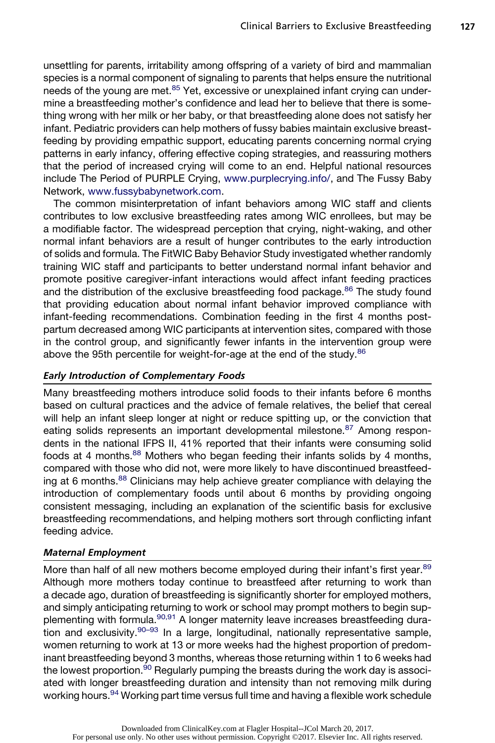unsettling for parents, irritability among offspring of a variety of bird and mammalian species is a normal component of signaling to parents that helps ensure the nutritional needs of the young are met.[85] Yet, excessive or unexplained infant crying can undermine a breastfeeding mother's confidence and lead her to believe that there is something wrong with her milk or her baby, or that breastfeeding alone does not satisfy her infant. Pediatric providers can help mothers of fussy babies maintain exclusive breastfeeding by providing empathic support, educating parents concerning normal crying patterns in early infancy, offering effective coping strategies, and reassuring mothers that the period of increased crying will come to an end. Helpful national resources include The Period of PURPLE Crying, www.purplecrying.info/, and The Fussy Baby Network, www.fussybabynetwork.com.

The common misinterpretation of infant behaviors among WIC staff and clients contributes to low exclusive breastfeeding rates among WIC enrollees, but may be a modifiable factor. The widespread perception that crying, night-waking, and other normal infant behaviors are a result of hunger contributes to the early introduction of solids and formula. The FitWIC Baby Behavior Study investigated whether randomly training WIC staff and participants to better understand normal infant behavior and promote positive caregiver-infant interactions would affect infant feeding practices and the distribution of the exclusive breastfeeding food package.[86] The study found that providing education about normal infant behavior improved compliance with infant-feeding recommendations. Combination feeding in the first 4 months postpartum decreased among WIC participants at intervention sites, compared with those in the control group, and significantly fewer infants in the intervention group were above the 95th percentile for weight-for-age at the end of the study.[86]

### *Early Introduction of Complementary Foods*

Many breastfeeding mothers introduce solid foods to their infants before 6 months based on cultural practices and the advice of female relatives, the belief that cereal will help an infant sleep longer at night or reduce spitting up, or the conviction that eating solids represents an important developmental milestone.[87] Among respondents in the national IFPS II, 41% reported that their infants were consuming solid foods at 4 months.[88] Mothers who began feeding their infants solids by 4 months, compared with those who did not, were more likely to have discontinued breastfeeding at 6 months.[88] Clinicians may help achieve greater compliance with delaying the introduction of complementary foods until about 6 months by providing ongoing consistent messaging, including an explanation of the scientific basis for exclusive breastfeeding recommendations, and helping mothers sort through conflicting infant feeding advice.

### *Maternal Employment*

More than half of all new mothers become employed during their infant's first year.[89] Although more mothers today continue to breastfeed after returning to work than a decade ago, duration of breastfeeding is significantly shorter for employed mothers, and simply anticipating returning to work or school may prompt mothers to begin supplementing with formula.[90,91] A longer maternity leave increases breastfeeding duration and exclusivity.[90–93] In a large, longitudinal, nationally representative sample, women returning to work at 13 or more weeks had the highest proportion of predominant breastfeeding beyond 3 months, whereas those returning within 1 to 6 weeks had the lowest proportion.[90] Regularly pumping the breasts during the work day is associated with longer breastfeeding duration and intensity than not removing milk during working hours.[94] Working part time versus full time and having a flexible work schedule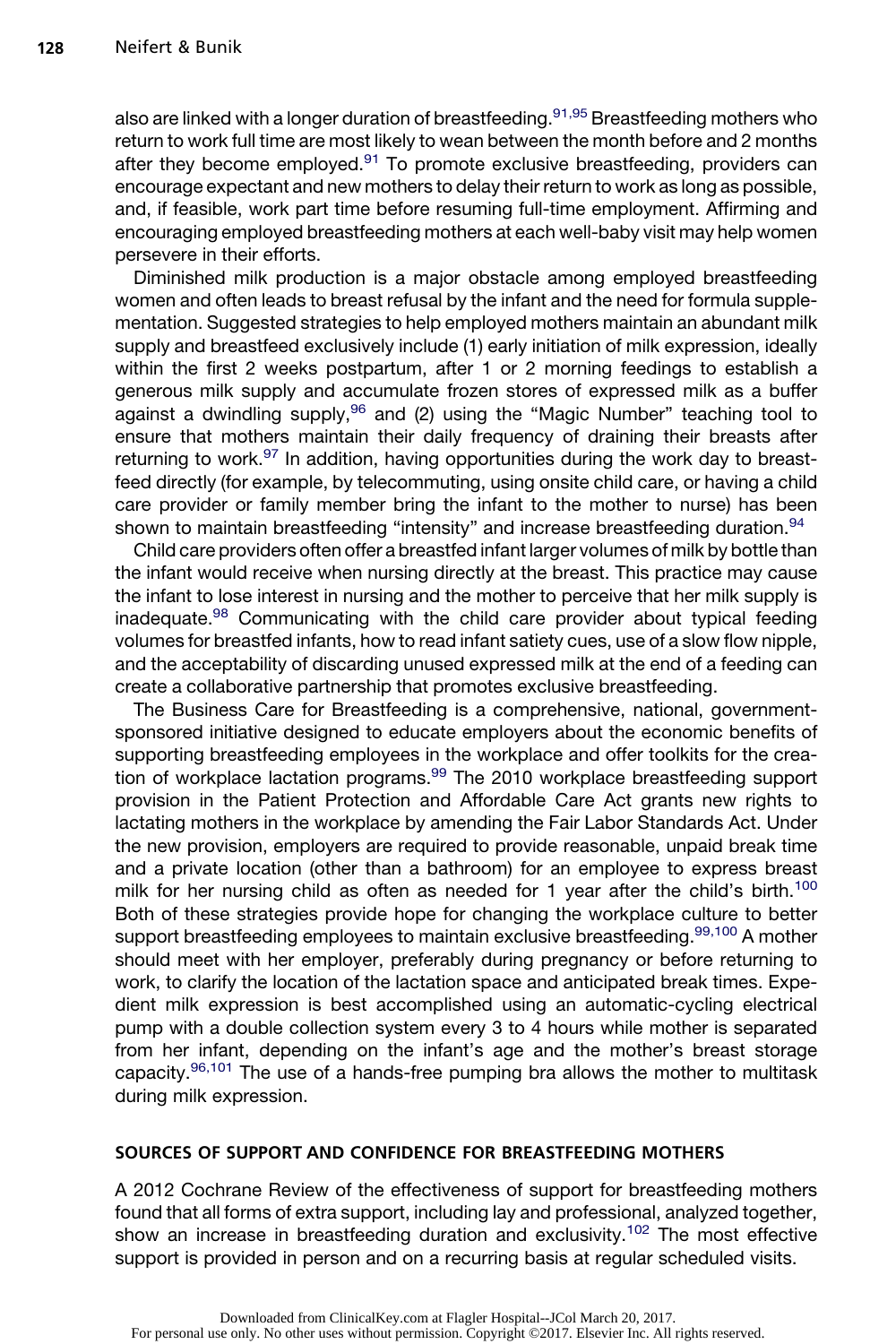also are linked with a longer duration of breastfeeding.[91,95] Breastfeeding mothers who return to work full time are most likely to wean between the month before and 2 months after they become employed.[91] To promote exclusive breastfeeding, providers can encourage expectant and new mothers to delay their return to work as long as possible, and, if feasible, work part time before resuming full-time employment. Affirming and encouraging employed breastfeeding mothers at each well-baby visit may help women persevere in their efforts.

Diminished milk production is a major obstacle among employed breastfeeding women and often leads to breast refusal by the infant and the need for formula supplementation. Suggested strategies to help employed mothers maintain an abundant milk supply and breastfeed exclusively include (1) early initiation of milk expression, ideally within the first 2 weeks postpartum, after 1 or 2 morning feedings to establish a generous milk supply and accumulate frozen stores of expressed milk as a buffer against a dwindling supply,[96] and (2) using the “Magic Number” teaching tool to ensure that mothers maintain their daily frequency of draining their breasts after returning to work.[97] In addition, having opportunities during the work day to breastfeed directly (for example, by telecommuting, using onsite child care, or having a child care provider or family member bring the infant to the mother to nurse) has been shown to maintain breastfeeding “intensity” and increase breastfeeding duration.[94]

Child care providers often offer a breastfed infant larger volumes of milk by bottle than the infant would receive when nursing directly at the breast. This practice may cause the infant to lose interest in nursing and the mother to perceive that her milk supply is inadequate.[98] Communicating with the child care provider about typical feeding volumes for breastfed infants, how to read infant satiety cues, use of a slow flow nipple, and the acceptability of discarding unused expressed milk at the end of a feeding can create a collaborative partnership that promotes exclusive breastfeeding.

The Business Care for Breastfeeding is a comprehensive, national, government-sponsored initiative designed to educate employers about the economic benefits of supporting breastfeeding employees in the workplace and offer toolkits for the creation of workplace lactation programs.[99] The 2010 workplace breastfeeding support provision in the Patient Protection and Affordable Care Act grants new rights to lactating mothers in the workplace by amending the Fair Labor Standards Act. Under the new provision, employers are required to provide reasonable, unpaid break time and a private location (other than a bathroom) for an employee to express breast milk for her nursing child as often as needed for 1 year after the child’s birth.[100] Both of these strategies provide hope for changing the workplace culture to better support breastfeeding employees to maintain exclusive breastfeeding.[99,100] A mother should meet with her employer, preferably during pregnancy or before returning to work, to clarify the location of the lactation space and anticipated break times. Expedient milk expression is best accomplished using an automatic-cycling electrical pump with a double collection system every 3 to 4 hours while mother is separated from her infant, depending on the infant’s age and the mother’s breast storage capacity.[96,101] The use of a hands-free pumping bra allows the mother to multitask during milk expression.

## SOURCES OF SUPPORT AND CONFIDENCE FOR BREASTFEEDING MOTHERS

A 2012 Cochrane Review of the effectiveness of support for breastfeeding mothers found that all forms of extra support, including lay and professional, analyzed together, show an increase in breastfeeding duration and exclusivity.[102] The most effective support is provided in person and on a recurring basis at regular scheduled visits.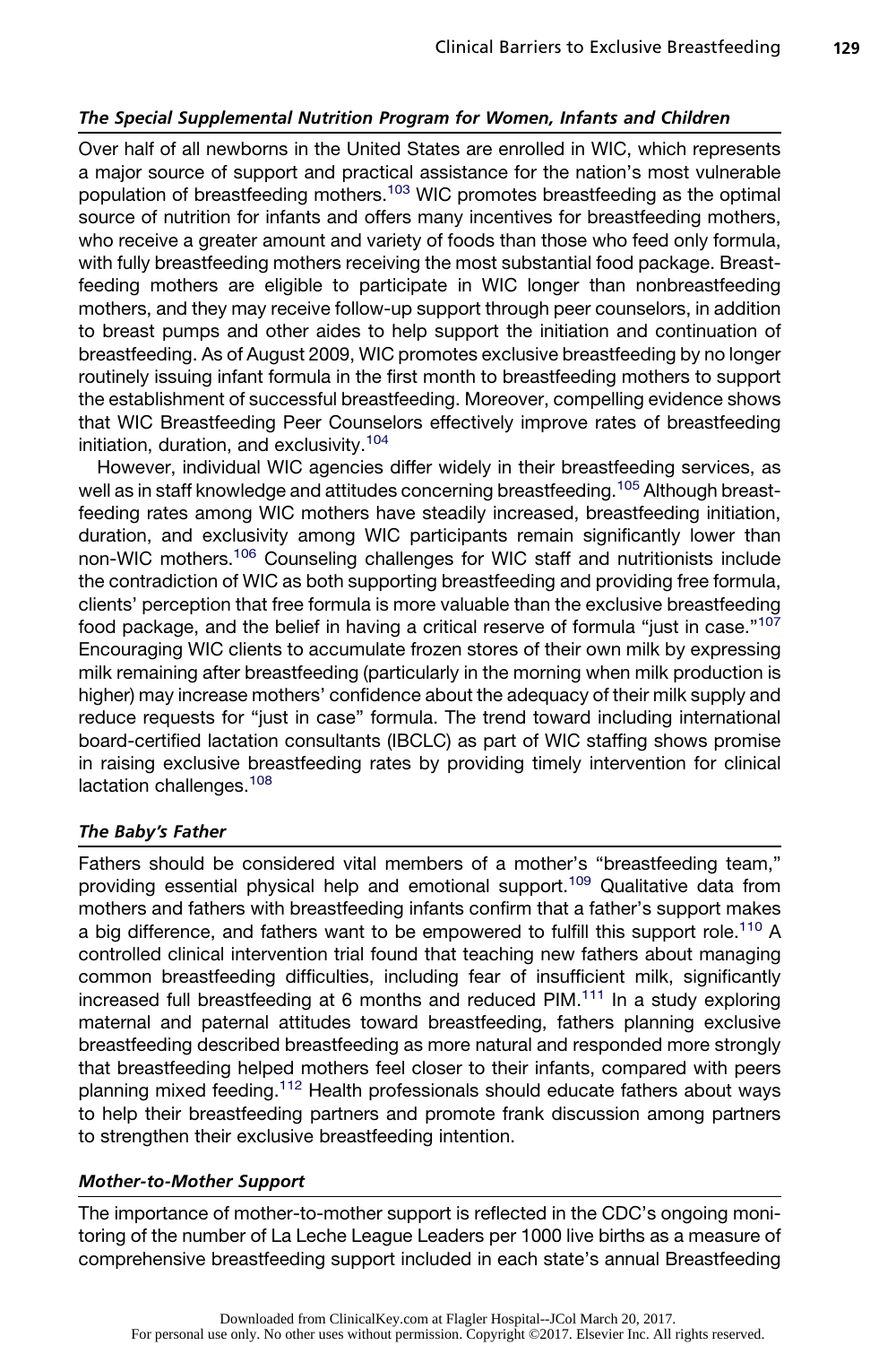### *The Special Supplemental Nutrition Program for Women, Infants and Children*

Over half of all newborns in the United States are enrolled in WIC, which represents a major source of support and practical assistance for the nation's most vulnerable population of breastfeeding mothers.[103] WIC promotes breastfeeding as the optimal source of nutrition for infants and offers many incentives for breastfeeding mothers, who receive a greater amount and variety of foods than those who feed only formula, with fully breastfeeding mothers receiving the most substantial food package. Breastfeeding mothers are eligible to participate in WIC longer than nonbreastfeeding mothers, and they may receive follow-up support through peer counselors, in addition to breast pumps and other aides to help support the initiation and continuation of breastfeeding. As of August 2009, WIC promotes exclusive breastfeeding by no longer routinely issuing infant formula in the first month to breastfeeding mothers to support the establishment of successful breastfeeding. Moreover, compelling evidence shows that WIC Breastfeeding Peer Counselors effectively improve rates of breastfeeding initiation, duration, and exclusivity.[104]

However, individual WIC agencies differ widely in their breastfeeding services, as well as in staff knowledge and attitudes concerning breastfeeding.[105] Although breastfeeding rates among WIC mothers have steadily increased, breastfeeding initiation, duration, and exclusivity among WIC participants remain significantly lower than non-WIC mothers.[106] Counseling challenges for WIC staff and nutritionists include the contradiction of WIC as both supporting breastfeeding and providing free formula, clients' perception that free formula is more valuable than the exclusive breastfeeding food package, and the belief in having a critical reserve of formula "just in case."[107] Encouraging WIC clients to accumulate frozen stores of their own milk by expressing milk remaining after breastfeeding (particularly in the morning when milk production is higher) may increase mothers' confidence about the adequacy of their milk supply and reduce requests for "just in case" formula. The trend toward including international board-certified lactation consultants (IBCLC) as part of WIC staffing shows promise in raising exclusive breastfeeding rates by providing timely intervention for clinical lactation challenges.[108]

### *The Baby's Father*

Fathers should be considered vital members of a mother's "breastfeeding team," providing essential physical help and emotional support.[109] Qualitative data from mothers and fathers with breastfeeding infants confirm that a father's support makes a big difference, and fathers want to be empowered to fulfill this support role.[110] A controlled clinical intervention trial found that teaching new fathers about managing common breastfeeding difficulties, including fear of insufficient milk, significantly increased full breastfeeding at 6 months and reduced PIM.[111] In a study exploring maternal and paternal attitudes toward breastfeeding, fathers planning exclusive breastfeeding described breastfeeding as more natural and responded more strongly that breastfeeding helped mothers feel closer to their infants, compared with peers planning mixed feeding.[112] Health professionals should educate fathers about ways to help their breastfeeding partners and promote frank discussion among partners to strengthen their exclusive breastfeeding intention.

### *Mother-to-Mother Support*

The importance of mother-to-mother support is reflected in the CDC's ongoing monitoring of the number of La Leche League Leaders per 1000 live births as a measure of comprehensive breastfeeding support included in each state's annual Breastfeeding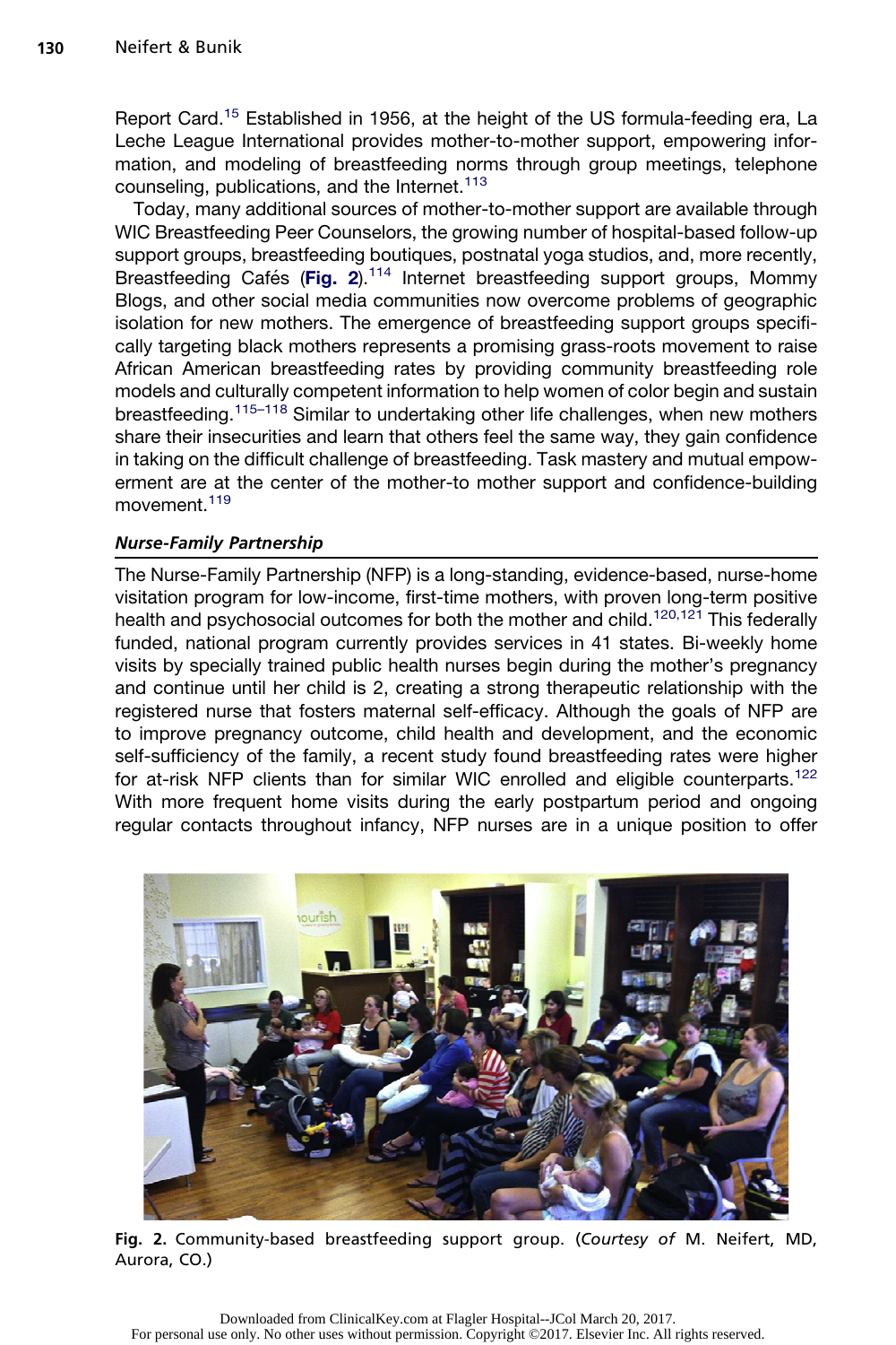Report Card.[15] Established in 1956, at the height of the US formula-feeding era, La Leche League International provides mother-to-mother support, empowering information, and modeling of breastfeeding norms through group meetings, telephone counseling, publications, and the Internet.[113]

Today, many additional sources of mother-to-mother support are available through WIC Breastfeeding Peer Counselors, the growing number of hospital-based follow-up support groups, breastfeeding boutiques, postnatal yoga studios, and, more recently, Breastfeeding Cafés (**Fig. 2**).[114] Internet breastfeeding support groups, Mommy Blogs, and other social media communities now overcome problems of geographic isolation for new mothers. The emergence of breastfeeding support groups specifically targeting black mothers represents a promising grass-roots movement to raise African American breastfeeding rates by providing community breastfeeding role models and culturally competent information to help women of color begin and sustain breastfeeding.[115–118] Similar to undertaking other life challenges, when new mothers share their insecurities and learn that others feel the same way, they gain confidence in taking on the difficult challenge of breastfeeding. Task mastery and mutual empowerment are at the center of the mother-to mother support and confidence-building movement.[119]

### *Nurse-Family Partnership*

The Nurse-Family Partnership (NFP) is a long-standing, evidence-based, nurse-home visitation program for low-income, first-time mothers, with proven long-term positive health and psychosocial outcomes for both the mother and child.[120,121] This federally funded, national program currently provides services in 41 states. Bi-weekly home visits by specially trained public health nurses begin during the mother's pregnancy and continue until her child is 2, creating a strong therapeutic relationship with the registered nurse that fosters maternal self-efficacy. Although the goals of NFP are to improve pregnancy outcome, child health and development, and the economic self-sufficiency of the family, a recent study found breastfeeding rates were higher for at-risk NFP clients than for similar WIC enrolled and eligible counterparts.[122] With more frequent home visits during the early postpartum period and ongoing regular contacts throughout infancy, NFP nurses are in a unique position to offer

**Fig. 2.** Community-based breastfeeding support group. (*Courtesy of* M. Neifert, MD, Aurora, CO.)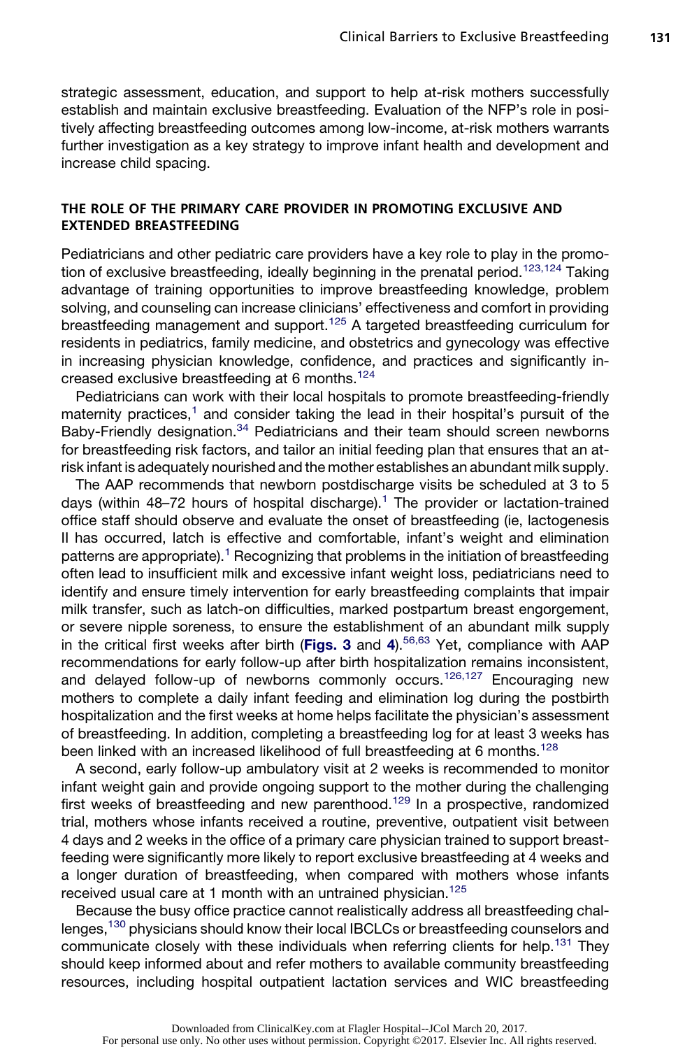strategic assessment, education, and support to help at-risk mothers successfully establish and maintain exclusive breastfeeding. Evaluation of the NFP's role in positively affecting breastfeeding outcomes among low-income, at-risk mothers warrants further investigation as a key strategy to improve infant health and development and increase child spacing.

## THE ROLE OF THE PRIMARY CARE PROVIDER IN PROMOTING EXCLUSIVE AND EXTENDED BREASTFEEDING

Pediatricians and other pediatric care providers have a key role to play in the promotion of exclusive breastfeeding, ideally beginning in the prenatal period.[123,124] Taking advantage of training opportunities to improve breastfeeding knowledge, problem solving, and counseling can increase clinicians' effectiveness and comfort in providing breastfeeding management and support.[125] A targeted breastfeeding curriculum for residents in pediatrics, family medicine, and obstetrics and gynecology was effective in increasing physician knowledge, confidence, and practices and significantly increased exclusive breastfeeding at 6 months.[124]

Pediatricians can work with their local hospitals to promote breastfeeding-friendly maternity practices,[1] and consider taking the lead in their hospital's pursuit of the Baby-Friendly designation.[34] Pediatricians and their team should screen newborns for breastfeeding risk factors, and tailor an initial feeding plan that ensures that an at-risk infant is adequately nourished and the mother establishes an abundant milk supply.

The AAP recommends that newborn postdischarge visits be scheduled at 3 to 5 days (within 48–72 hours of hospital discharge).[1] The provider or lactation-trained office staff should observe and evaluate the onset of breastfeeding (ie, lactogenesis II has occurred, latch is effective and comfortable, infant's weight and elimination patterns are appropriate).[1] Recognizing that problems in the initiation of breastfeeding often lead to insufficient milk and excessive infant weight loss, pediatricians need to identify and ensure timely intervention for early breastfeeding complaints that impair milk transfer, such as latch-on difficulties, marked postpartum breast engorgement, or severe nipple soreness, to ensure the establishment of an abundant milk supply in the critical first weeks after birth (**Figs. 3** and **4**).[56,63] Yet, compliance with AAP recommendations for early follow-up after birth hospitalization remains inconsistent, and delayed follow-up of newborns commonly occurs.[126,127] Encouraging new mothers to complete a daily infant feeding and elimination log during the postbirth hospitalization and the first weeks at home helps facilitate the physician's assessment of breastfeeding. In addition, completing a breastfeeding log for at least 3 weeks has been linked with an increased likelihood of full breastfeeding at 6 months.[128]

A second, early follow-up ambulatory visit at 2 weeks is recommended to monitor infant weight gain and provide ongoing support to the mother during the challenging first weeks of breastfeeding and new parenthood.[129] In a prospective, randomized trial, mothers whose infants received a routine, preventive, outpatient visit between 4 days and 2 weeks in the office of a primary care physician trained to support breastfeeding were significantly more likely to report exclusive breastfeeding at 4 weeks and a longer duration of breastfeeding, when compared with mothers whose infants received usual care at 1 month with an untrained physician.[125]

Because the busy office practice cannot realistically address all breastfeeding challenges,[130] physicians should know their local IBCLCs or breastfeeding counselors and communicate closely with these individuals when referring clients for help.[131] They should keep informed about and refer mothers to available community breastfeeding resources, including hospital outpatient lactation services and WIC breastfeeding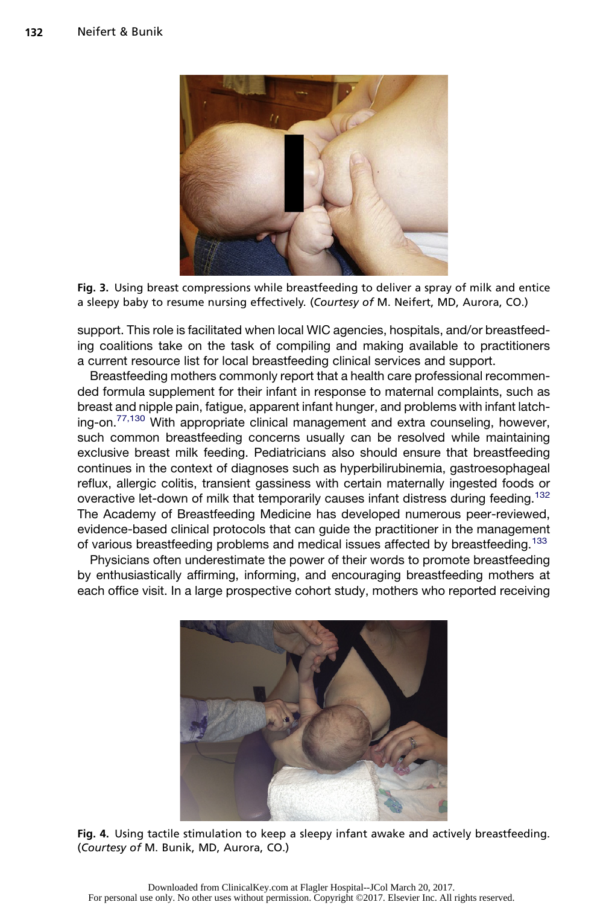Fig. 3. Using breast compressions while breastfeeding to deliver a spray of milk and entice a sleepy baby to resume nursing effectively. (*Courtesy of* M. Neifert, MD, Aurora, CO.)

support. This role is facilitated when local WIC agencies, hospitals, and/or breastfeeding coalitions take on the task of compiling and making available to practitioners a current resource list for local breastfeeding clinical services and support.

Breastfeeding mothers commonly report that a health care professional recommended formula supplement for their infant in response to maternal complaints, such as breast and nipple pain, fatigue, apparent infant hunger, and problems with infant latching-on.[77,130] With appropriate clinical management and extra counseling, however, such common breastfeeding concerns usually can be resolved while maintaining exclusive breast milk feeding. Pediatricians also should ensure that breastfeeding continues in the context of diagnoses such as hyperbilirubinemia, gastroesophageal reflux, allergic colitis, transient gassiness with certain maternally ingested foods or overactive let-down of milk that temporarily causes infant distress during feeding.[132] The Academy of Breastfeeding Medicine has developed numerous peer-reviewed, evidence-based clinical protocols that can guide the practitioner in the management of various breastfeeding problems and medical issues affected by breastfeeding.[133]

Physicians often underestimate the power of their words to promote breastfeeding by enthusiastically affirming, informing, and encouraging breastfeeding mothers at each office visit. In a large prospective cohort study, mothers who reported receiving

Fig. 4. Using tactile stimulation to keep a sleepy infant awake and actively breastfeeding. (*Courtesy of* M. Bunik, MD, Aurora, CO.)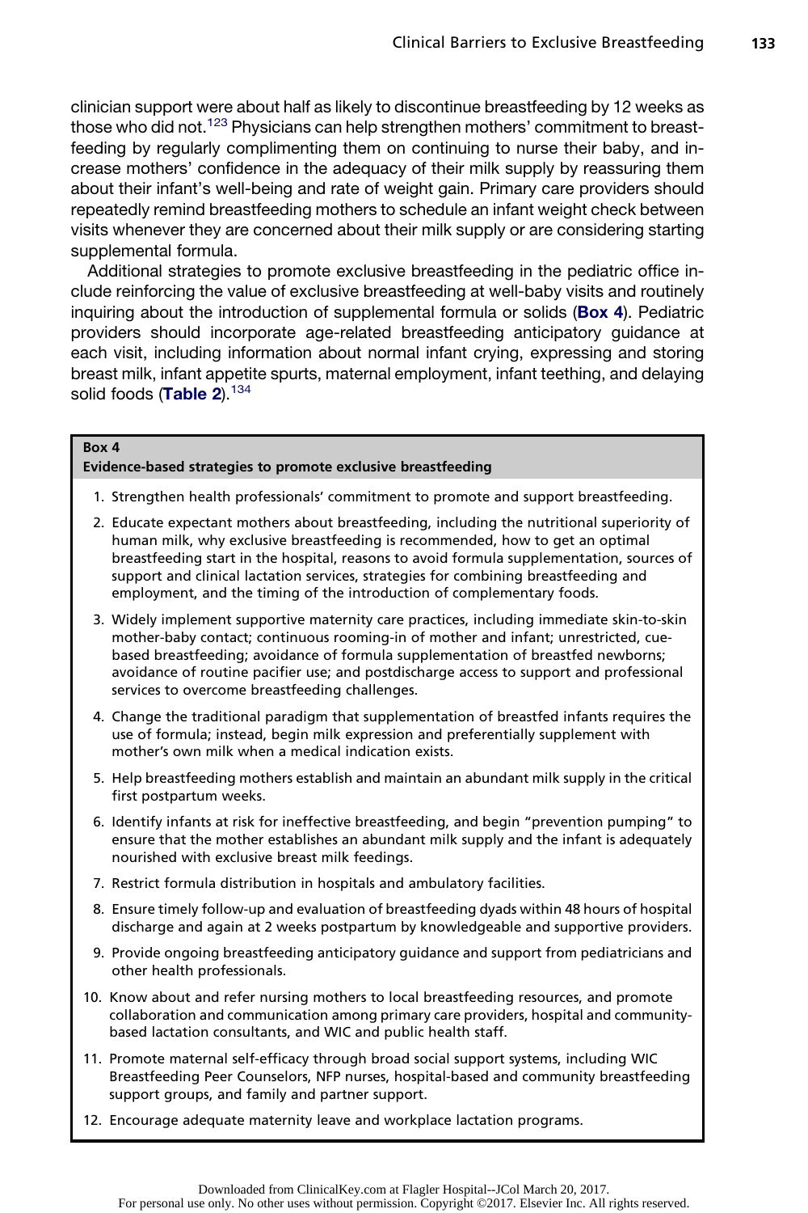clinician support were about half as likely to discontinue breastfeeding by 12 weeks as those who did not.[123] Physicians can help strengthen mothers' commitment to breastfeeding by regularly complimenting them on continuing to nurse their baby, and increase mothers' confidence in the adequacy of their milk supply by reassuring them about their infant's well-being and rate of weight gain. Primary care providers should repeatedly remind breastfeeding mothers to schedule an infant weight check between visits whenever they are concerned about their milk supply or are considering starting supplemental formula.

Additional strategies to promote exclusive breastfeeding in the pediatric office include reinforcing the value of exclusive breastfeeding at well-baby visits and routinely inquiring about the introduction of supplemental formula or solids (**Box 4**). Pediatric providers should incorporate age-related breastfeeding anticipatory guidance at each visit, including information about normal infant crying, expressing and storing breast milk, infant appetite spurts, maternal employment, infant teething, and delaying solid foods (**Table 2**).[134]

**Box 4**
**Evidence-based strategies to promote exclusive breastfeeding**

1. Strengthen health professionals' commitment to promote and support breastfeeding.
2. Educate expectant mothers about breastfeeding, including the nutritional superiority of human milk, why exclusive breastfeeding is recommended, how to get an optimal breastfeeding start in the hospital, reasons to avoid formula supplementation, sources of support and clinical lactation services, strategies for combining breastfeeding and employment, and the timing of the introduction of complementary foods.
3. Widely implement supportive maternity care practices, including immediate skin-to-skin mother-baby contact; continuous rooming-in of mother and infant; unrestricted, cue-based breastfeeding; avoidance of formula supplementation of breastfed newborns; avoidance of routine pacifier use; and postdischarge access to support and professional services to overcome breastfeeding challenges.
4. Change the traditional paradigm that supplementation of breastfed infants requires the use of formula; instead, begin milk expression and preferentially supplement with mother's own milk when a medical indication exists.
5. Help breastfeeding mothers establish and maintain an abundant milk supply in the critical first postpartum weeks.
6. Identify infants at risk for ineffective breastfeeding, and begin "prevention pumping" to ensure that the mother establishes an abundant milk supply and the infant is adequately nourished with exclusive breast milk feedings.
7. Restrict formula distribution in hospitals and ambulatory facilities.
8. Ensure timely follow-up and evaluation of breastfeeding dyads within 48 hours of hospital discharge and again at 2 weeks postpartum by knowledgeable and supportive providers.
9. Provide ongoing breastfeeding anticipatory guidance and support from pediatricians and other health professionals.
10. Know about and refer nursing mothers to local breastfeeding resources, and promote collaboration and communication among primary care providers, hospital and community-based lactation consultants, and WIC and public health staff.
11. Promote maternal self-efficacy through broad social support systems, including WIC Breastfeeding Peer Counselors, NFP nurses, hospital-based and community breastfeeding support groups, and family and partner support.
12. Encourage adequate maternity leave and workplace lactation programs.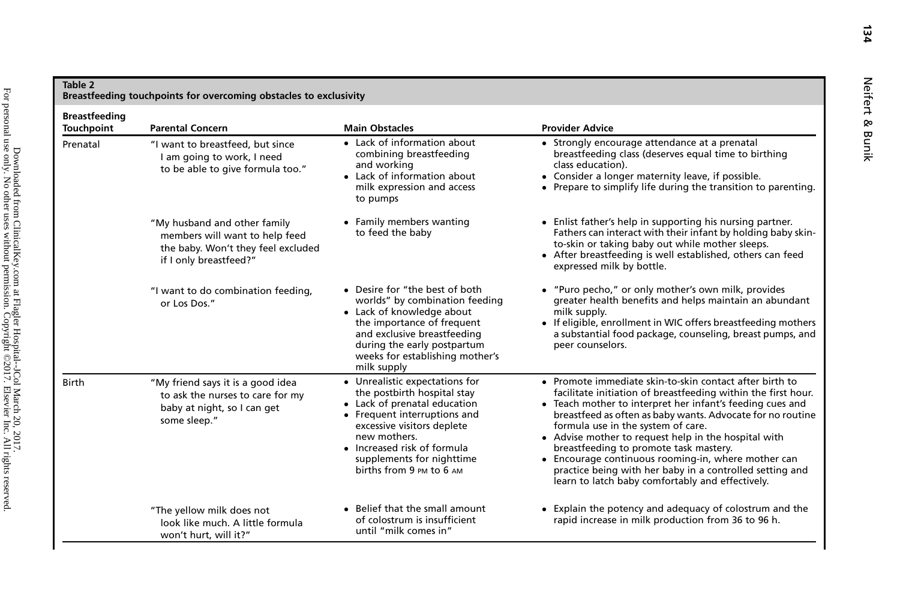**Table 2**
**Breastfeeding touchpoints for overcoming obstacles to exclusivity**

| Breastfeeding Touchpoint | Parental Concern | Main Obstacles | Provider Advice |
|---|---|---|---|
| Prenatal | "I want to breastfeed, but since I am going to work, I need to be able to give formula too." | • Lack of information about combining breastfeeding and working<br>• Lack of information about milk expression and access to pumps | • Strongly encourage attendance at a prenatal breastfeeding class (deserves equal time to birthing class education).<br>• Consider a longer maternity leave, if possible.<br>• Prepare to simplify life during the transition to parenting. |
| | "My husband and other family members will want to help feed the baby. Won't they feel excluded if I only breastfeed?" | • Family members wanting to feed the baby | • Enlist father's help in supporting his nursing partner. Fathers can interact with their infant by holding baby skin-to-skin or taking baby out while mother sleeps.<br>• After breastfeeding is well established, others can feed expressed milk by bottle. |
| | "I want to do combination feeding, or Los Dos." | • Desire for "the best of both worlds" by combination feeding<br>• Lack of knowledge about the importance of frequent and exclusive breastfeeding during the early postpartum weeks for establishing mother's milk supply | • "Puro pecho," or only mother's own milk, provides greater health benefits and helps maintain an abundant milk supply.<br>• If eligible, enrollment in WIC offers breastfeeding mothers a substantial food package, counseling, breast pumps, and peer counselors. |
| Birth | "My friend says it is a good idea to ask the nurses to care for my baby at night, so I can get some sleep." | • Unrealistic expectations for the postbirth hospital stay<br>• Lack of prenatal education<br>• Frequent interruptions and excessive visitors deplete new mothers.<br>• Increased risk of formula supplements for nighttime births from 9 PM to 6 AM | • Promote immediate skin-to-skin contact after birth to facilitate initiation of breastfeeding within the first hour.<br>• Teach mother to interpret her infant's feeding cues and breastfeed as often as baby wants. Advocate for no routine formula use in the system of care.<br>• Advise mother to request help in the hospital with breastfeeding to promote task mastery.<br>• Encourage continuous rooming-in, where mother can practice being with her baby in a controlled setting and learn to latch baby comfortably and effectively. |
| | "The yellow milk does not look like much. A little formula won't hurt, will it?" | • Belief that the small amount of colostrum is insufficient until "milk comes in" | • Explain the potency and adequacy of colostrum and the rapid increase in milk production from 36 to 96 h. |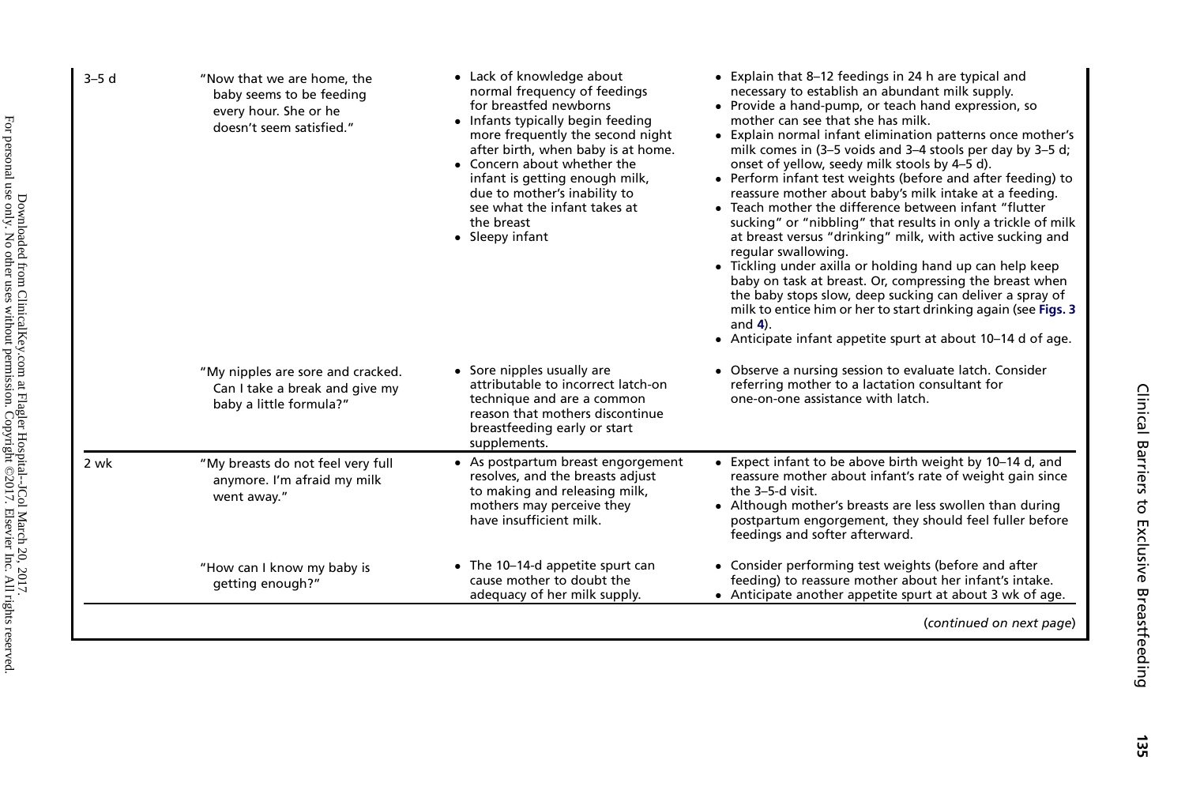| | | | |
|---|---|---|---|
| 3–5 d | "Now that we are home, the baby seems to be feeding every hour. She or he doesn't seem satisfied." | • Lack of knowledge about normal frequency of feedings for breastfed newborns<br>• Infants typically begin feeding more frequently the second night after birth, when baby is at home.<br>• Concern about whether the infant is getting enough milk, due to mother's inability to see what the infant takes at the breast<br>• Sleepy infant | • Explain that 8–12 feedings in 24 h are typical and necessary to establish an abundant milk supply.<br>• Provide a hand-pump, or teach hand expression, so mother can see that she has milk.<br>• Explain normal infant elimination patterns once mother's milk comes in (3–5 voids and 3–4 stools per day by 3–5 d; onset of yellow, seedy milk stools by 4–5 d).<br>• Perform infant test weights (before and after feeding) to reassure mother about baby's milk intake at a feeding.<br>• Teach mother the difference between infant "flutter sucking" or "nibbling" that results in only a trickle of milk at breast versus "drinking" milk, with active sucking and regular swallowing.<br>• Tickling under axilla or holding hand up can help keep baby on task at breast. Or, compressing the breast when the baby stops slow, deep sucking can deliver a spray of milk to entice him or her to start drinking again (see Figs. 3 and 4).<br>• Anticipate infant appetite spurt at about 10–14 d of age. |
| | "My nipples are sore and cracked. Can I take a break and give my baby a little formula?" | • Sore nipples usually are attributable to incorrect latch-on technique and are a common reason that mothers discontinue breastfeeding early or start supplements. | • Observe a nursing session to evaluate latch. Consider referring mother to a lactation consultant for one-on-one assistance with latch. |
| 2 wk | "My breasts do not feel very full anymore. I'm afraid my milk went away." | • As postpartum breast engorgement resolves, and the breasts adjust to making and releasing milk, mothers may perceive they have insufficient milk. | • Expect infant to be above birth weight by 10–14 d, and reassure mother about infant's rate of weight gain since the 3–5-d visit.<br>• Although mother's breasts are less swollen than during postpartum engorgement, they should feel fuller before feedings and softer afterward. |
| | "How can I know my baby is getting enough?" | • The 10–14-d appetite spurt can cause mother to doubt the adequacy of her milk supply. | • Consider performing test weights (before and after feeding) to reassure mother about her infant's intake.<br>• Anticipate another appetite spurt at about 3 wk of age. |

(*continued on next page*)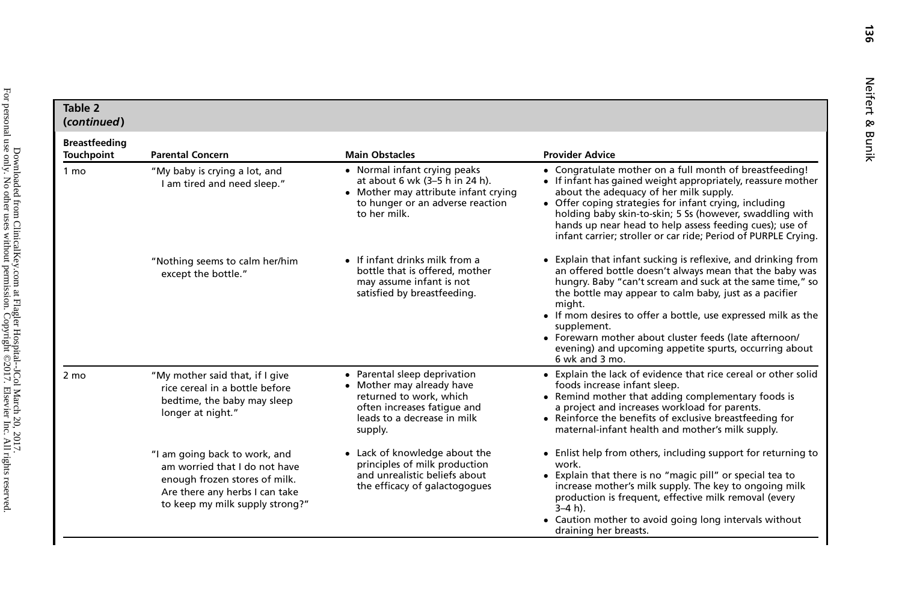**Table 2 (*continued*)**

| Breastfeeding Touchpoint | Parental Concern | Main Obstacles | Provider Advice |
|---|---|---|---|
| 1 mo | "My baby is crying a lot, and I am tired and need sleep." | • Normal infant crying peaks at about 6 wk (3–5 h in 24 h).<br>• Mother may attribute infant crying to hunger or an adverse reaction to her milk. | • Congratulate mother on a full month of breastfeeding!<br>• If infant has gained weight appropriately, reassure mother about the adequacy of her milk supply.<br>• Offer coping strategies for infant crying, including holding baby skin-to-skin; 5 Ss (however, swaddling with hands up near head to help assess feeding cues); use of infant carrier; stroller or car ride; Period of PURPLE Crying. |
| | "Nothing seems to calm her/him except the bottle." | • If infant drinks milk from a bottle that is offered, mother may assume infant is not satisfied by breastfeeding. | • Explain that infant sucking is reflexive, and drinking from an offered bottle doesn't always mean that the baby was hungry. Baby "can't scream and suck at the same time," so the bottle may appear to calm baby, just as a pacifier might.<br>• If mom desires to offer a bottle, use expressed milk as the supplement.<br>• Forewarn mother about cluster feeds (late afternoon/evening) and upcoming appetite spurts, occurring about 6 wk and 3 mo. |
| 2 mo | "My mother said that, if I give rice cereal in a bottle before bedtime, the baby may sleep longer at night." | • Parental sleep deprivation<br>• Mother may already have returned to work, which often increases fatigue and leads to a decrease in milk supply. | • Explain the lack of evidence that rice cereal or other solid foods increase infant sleep.<br>• Remind mother that adding complementary foods is a project and increases workload for parents.<br>• Reinforce the benefits of exclusive breastfeeding for maternal-infant health and mother's milk supply. |
| | "I am going back to work, and am worried that I do not have enough frozen stores of milk. Are there any herbs I can take to keep my milk supply strong?" | • Lack of knowledge about the principles of milk production and unrealistic beliefs about the efficacy of galactogogues | • Enlist help from others, including support for returning to work.<br>• Explain that there is no "magic pill" or special tea to increase mother's milk supply. The key to ongoing milk production is frequent, effective milk removal (every 3–4 h).<br>• Caution mother to avoid going long intervals without draining her breasts. |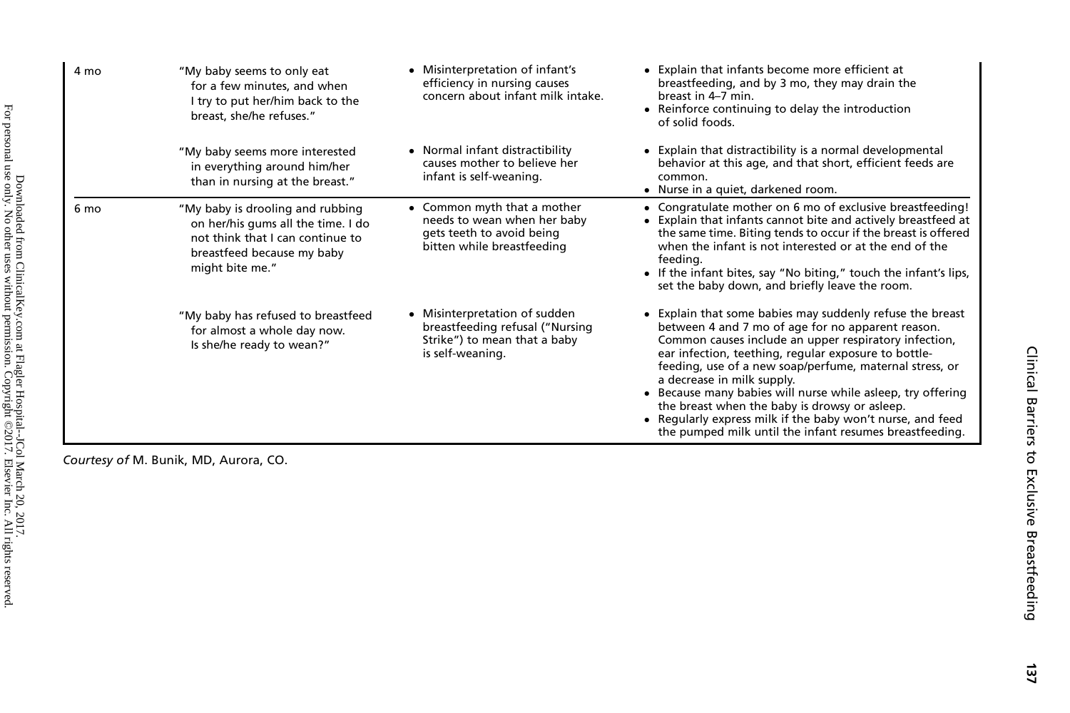| | | | |
|---|---|---|---|
| 4 mo | "My baby seems to only eat for a few minutes, and when I try to put her/him back to the breast, she/he refuses." | • Misinterpretation of infant's efficiency in nursing causes concern about infant milk intake. | • Explain that infants become more efficient at breastfeeding, and by 3 mo, they may drain the breast in 4–7 min.<br>• Reinforce continuing to delay the introduction of solid foods. |
| | "My baby seems more interested in everything around him/her than in nursing at the breast." | • Normal infant distractibility causes mother to believe her infant is self-weaning. | • Explain that distractibility is a normal developmental behavior at this age, and that short, efficient feeds are common.<br>• Nurse in a quiet, darkened room. |
| 6 mo | "My baby is drooling and rubbing on her/his gums all the time. I do not think that I can continue to breastfeed because my baby might bite me." | • Common myth that a mother needs to wean when her baby gets teeth to avoid being bitten while breastfeeding | • Congratulate mother on 6 mo of exclusive breastfeeding!<br>• Explain that infants cannot bite and actively breastfeed at the same time. Biting tends to occur if the breast is offered when the infant is not interested or at the end of the feeding.<br>• If the infant bites, say "No biting," touch the infant's lips, set the baby down, and briefly leave the room. |
| | "My baby has refused to breastfeed for almost a whole day now. Is she/he ready to wean?" | • Misinterpretation of sudden breastfeeding refusal ("Nursing Strike") to mean that a baby is self-weaning. | • Explain that some babies may suddenly refuse the breast between 4 and 7 mo of age for no apparent reason. Common causes include an upper respiratory infection, ear infection, teething, regular exposure to bottle-feeding, use of a new soap/perfume, maternal stress, or a decrease in milk supply.<br>• Because many babies will nurse while asleep, try offering the breast when the baby is drowsy or asleep.<br>• Regularly express milk if the baby won't nurse, and feed the pumped milk until the infant resumes breastfeeding. |

*Courtesy of* M. Bunik, MD, Aurora, CO.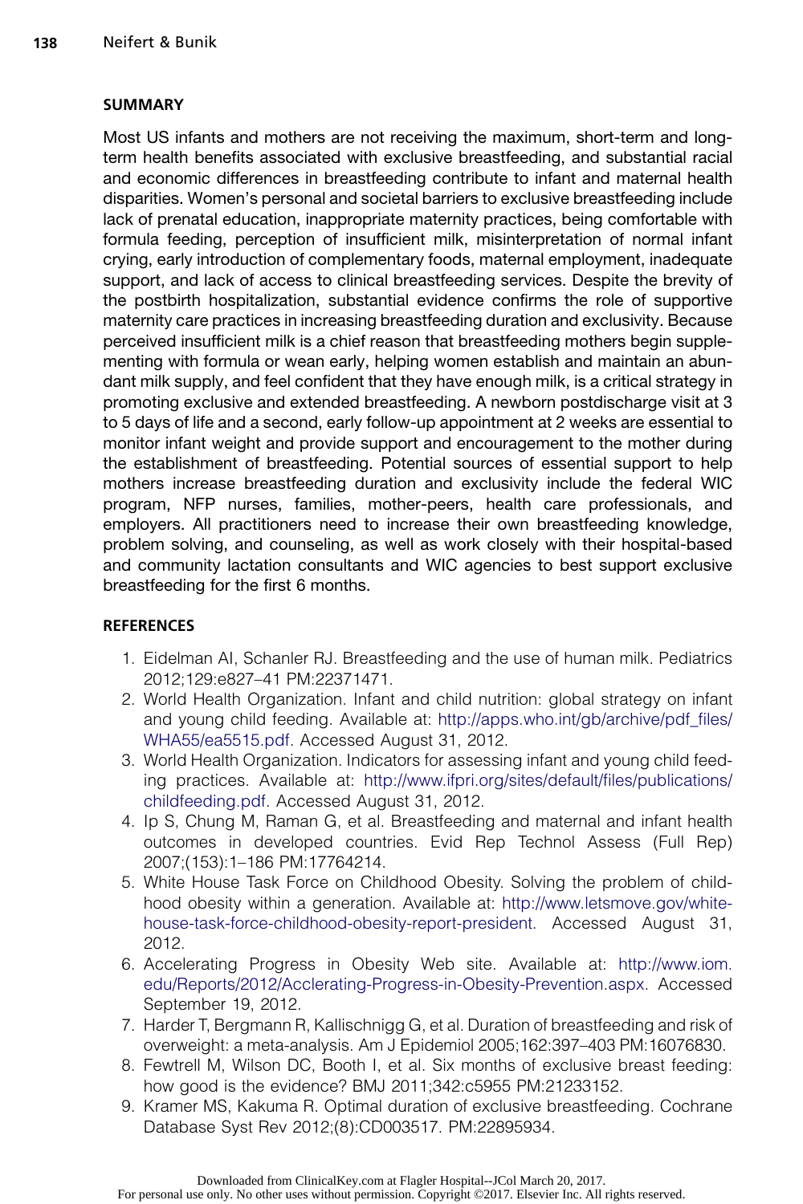## SUMMARY

Most US infants and mothers are not receiving the maximum, short-term and long-term health benefits associated with exclusive breastfeeding, and substantial racial and economic differences in breastfeeding contribute to infant and maternal health disparities. Women's personal and societal barriers to exclusive breastfeeding include lack of prenatal education, inappropriate maternity practices, being comfortable with formula feeding, perception of insufficient milk, misinterpretation of normal infant crying, early introduction of complementary foods, maternal employment, inadequate support, and lack of access to clinical breastfeeding services. Despite the brevity of the postbirth hospitalization, substantial evidence confirms the role of supportive maternity care practices in increasing breastfeeding duration and exclusivity. Because perceived insufficient milk is a chief reason that breastfeeding mothers begin supplementing with formula or wean early, helping women establish and maintain an abundant milk supply, and feel confident that they have enough milk, is a critical strategy in promoting exclusive and extended breastfeeding. A newborn postdischarge visit at 3 to 5 days of life and a second, early follow-up appointment at 2 weeks are essential to monitor infant weight and provide support and encouragement to the mother during the establishment of breastfeeding. Potential sources of essential support to help mothers increase breastfeeding duration and exclusivity include the federal WIC program, NFP nurses, families, mother-peers, health care professionals, and employers. All practitioners need to increase their own breastfeeding knowledge, problem solving, and counseling, as well as work closely with their hospital-based and community lactation consultants and WIC agencies to best support exclusive breastfeeding for the first 6 months.

## REFERENCES

1. Eidelman AI, Schanler RJ. Breastfeeding and the use of human milk. Pediatrics 2012;129:e827–41 PM:22371471.
2. World Health Organization. Infant and child nutrition: global strategy on infant and young child feeding. Available at: http://apps.who.int/gb/archive/pdf_files/WHA55/ea5515.pdf. Accessed August 31, 2012.
3. World Health Organization. Indicators for assessing infant and young child feeding practices. Available at: http://www.ifpri.org/sites/default/files/publications/childfeeding.pdf. Accessed August 31, 2012.
4. Ip S, Chung M, Raman G, et al. Breastfeeding and maternal and infant health outcomes in developed countries. Evid Rep Technol Assess (Full Rep) 2007;(153):1–186 PM:17764214.
5. White House Task Force on Childhood Obesity. Solving the problem of childhood obesity within a generation. Available at: http://www.letsmove.gov/white-house-task-force-childhood-obesity-report-president. Accessed August 31, 2012.
6. Accelerating Progress in Obesity Web site. Available at: http://www.iom.edu/Reports/2012/Acclerating-Progress-in-Obesity-Prevention.aspx. Accessed September 19, 2012.
7. Harder T, Bergmann R, Kallischnigg G, et al. Duration of breastfeeding and risk of overweight: a meta-analysis. Am J Epidemiol 2005;162:397–403 PM:16076830.
8. Fewtrell M, Wilson DC, Booth I, et al. Six months of exclusive breast feeding: how good is the evidence? BMJ 2011;342:c5955 PM:21233152.
9. Kramer MS, Kakuma R. Optimal duration of exclusive breastfeeding. Cochrane Database Syst Rev 2012;(8):CD003517. PM:22895934.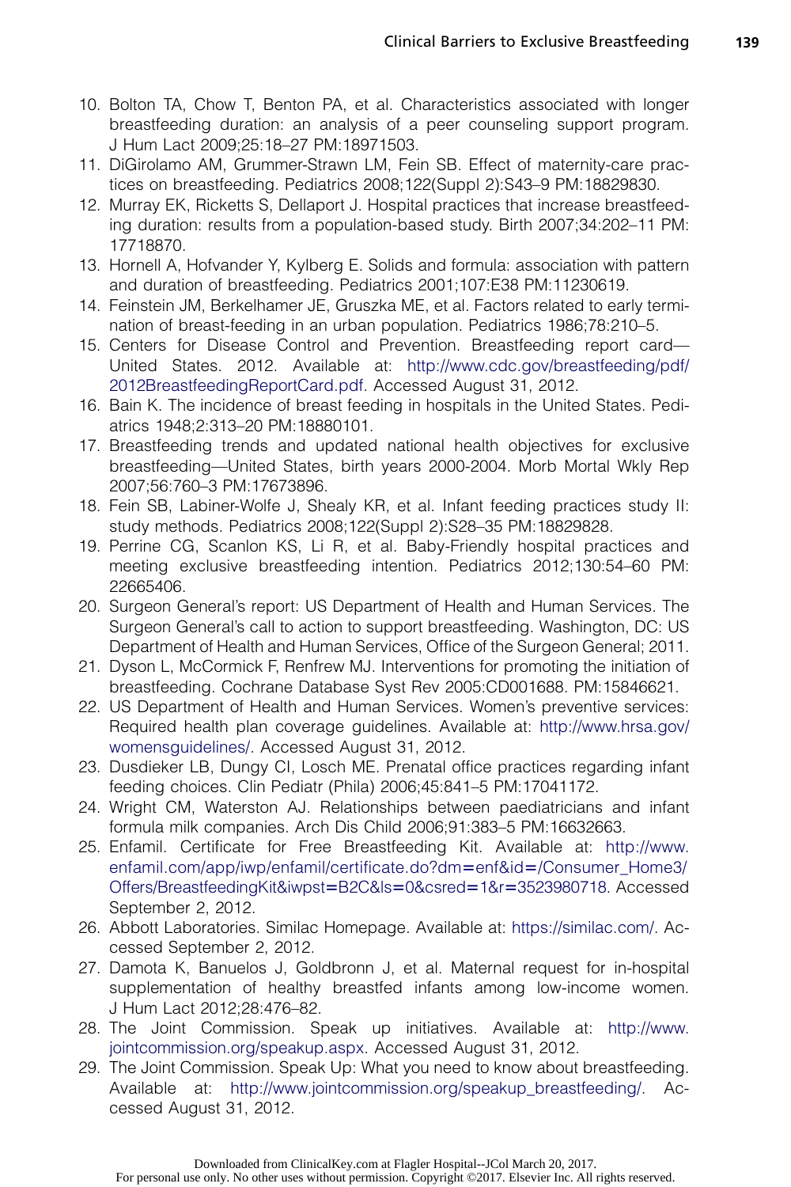10. Bolton TA, Chow T, Benton PA, et al. Characteristics associated with longer breastfeeding duration: an analysis of a peer counseling support program. J Hum Lact 2009;25:18–27 PM:18971503.
11. DiGirolamo AM, Grummer-Strawn LM, Fein SB. Effect of maternity-care practices on breastfeeding. Pediatrics 2008;122(Suppl 2):S43–9 PM:18829830.
12. Murray EK, Ricketts S, Dellaport J. Hospital practices that increase breastfeeding duration: results from a population-based study. Birth 2007;34:202–11 PM: 17718870.
13. Hornell A, Hofvander Y, Kylberg E. Solids and formula: association with pattern and duration of breastfeeding. Pediatrics 2001;107:E38 PM:11230619.
14. Feinstein JM, Berkelhamer JE, Gruszka ME, et al. Factors related to early termination of breast-feeding in an urban population. Pediatrics 1986;78:210–5.
15. Centers for Disease Control and Prevention. Breastfeeding report card—United States. 2012. Available at: http://www.cdc.gov/breastfeeding/pdf/2012BreastfeedingReportCard.pdf. Accessed August 31, 2012.
16. Bain K. The incidence of breast feeding in hospitals in the United States. Pediatrics 1948;2:313–20 PM:18880101.
17. Breastfeeding trends and updated national health objectives for exclusive breastfeeding—United States, birth years 2000-2004. Morb Mortal Wkly Rep 2007;56:760–3 PM:17673896.
18. Fein SB, Labiner-Wolfe J, Shealy KR, et al. Infant feeding practices study II: study methods. Pediatrics 2008;122(Suppl 2):S28–35 PM:18829828.
19. Perrine CG, Scanlon KS, Li R, et al. Baby-Friendly hospital practices and meeting exclusive breastfeeding intention. Pediatrics 2012;130:54–60 PM: 22665406.
20. Surgeon General's report: US Department of Health and Human Services. The Surgeon General's call to action to support breastfeeding. Washington, DC: US Department of Health and Human Services, Office of the Surgeon General; 2011.
21. Dyson L, McCormick F, Renfrew MJ. Interventions for promoting the initiation of breastfeeding. Cochrane Database Syst Rev 2005:CD001688. PM:15846621.
22. US Department of Health and Human Services. Women's preventive services: Required health plan coverage guidelines. Available at: http://www.hrsa.gov/womensguidelines/. Accessed August 31, 2012.
23. Dusdieker LB, Dungy CI, Losch ME. Prenatal office practices regarding infant feeding choices. Clin Pediatr (Phila) 2006;45:841–5 PM:17041172.
24. Wright CM, Waterston AJ. Relationships between paediatricians and infant formula milk companies. Arch Dis Child 2006;91:383–5 PM:16632663.
25. Enfamil. Certificate for Free Breastfeeding Kit. Available at: http://www.enfamil.com/app/iwp/enfamil/certificate.do?dm=enf&id=/Consumer_Home3/Offers/BreastfeedingKit&iwpst=B2C&ls=0&csred=1&r=3523980718. Accessed September 2, 2012.
26. Abbott Laboratories. Similac Homepage. Available at: https://similac.com/. Accessed September 2, 2012.
27. Damota K, Banuelos J, Goldbronn J, et al. Maternal request for in-hospital supplementation of healthy breastfed infants among low-income women. J Hum Lact 2012;28:476–82.
28. The Joint Commission. Speak up initiatives. Available at: http://www.jointcommission.org/speakup.aspx. Accessed August 31, 2012.
29. The Joint Commission. Speak Up: What you need to know about breastfeeding. Available at: http://www.jointcommission.org/speakup_breastfeeding/. Accessed August 31, 2012.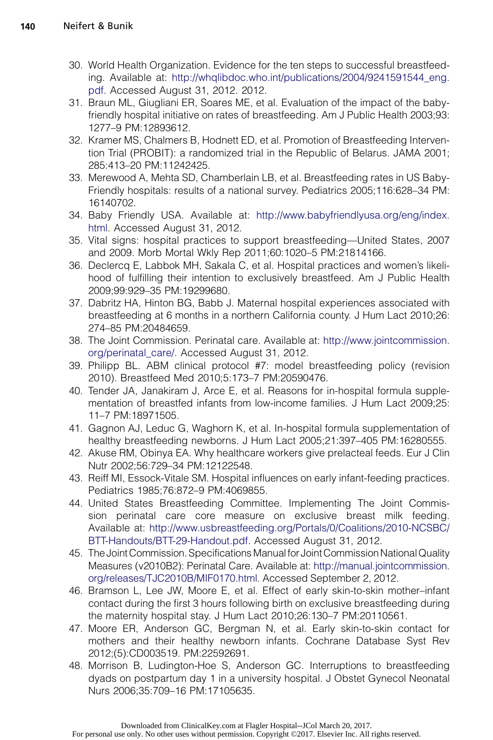30. World Health Organization. Evidence for the ten steps to successful breastfeeding. Available at: http://whqlibdoc.who.int/publications/2004/9241591544_eng.pdf. Accessed August 31, 2012. 2012.
31. Braun ML, Giugliani ER, Soares ME, et al. Evaluation of the impact of the baby-friendly hospital initiative on rates of breastfeeding. Am J Public Health 2003;93: 1277–9 PM:12893612.
32. Kramer MS, Chalmers B, Hodnett ED, et al. Promotion of Breastfeeding Intervention Trial (PROBIT): a randomized trial in the Republic of Belarus. JAMA 2001; 285:413–20 PM:11242425.
33. Merewood A, Mehta SD, Chamberlain LB, et al. Breastfeeding rates in US Baby-Friendly hospitals: results of a national survey. Pediatrics 2005;116:628–34 PM: 16140702.
34. Baby Friendly USA. Available at: http://www.babyfriendlyusa.org/eng/index.html. Accessed August 31, 2012.
35. Vital signs: hospital practices to support breastfeeding—United States, 2007 and 2009. Morb Mortal Wkly Rep 2011;60:1020–5 PM:21814166.
36. Declercq E, Labbok MH, Sakala C, et al. Hospital practices and women's likelihood of fulfilling their intention to exclusively breastfeed. Am J Public Health 2009;99:929–35 PM:19299680.
37. Dabritz HA, Hinton BG, Babb J. Maternal hospital experiences associated with breastfeeding at 6 months in a northern California county. J Hum Lact 2010;26: 274–85 PM:20484659.
38. The Joint Commission. Perinatal care. Available at: http://www.jointcommission.org/perinatal_care/. Accessed August 31, 2012.
39. Philipp BL. ABM clinical protocol #7: model breastfeeding policy (revision 2010). Breastfeed Med 2010;5:173–7 PM:20590476.
40. Tender JA, Janakiram J, Arce E, et al. Reasons for in-hospital formula supplementation of breastfed infants from low-income families. J Hum Lact 2009;25: 11–7 PM:18971505.
41. Gagnon AJ, Leduc G, Waghorn K, et al. In-hospital formula supplementation of healthy breastfeeding newborns. J Hum Lact 2005;21:397–405 PM:16280555.
42. Akuse RM, Obinya EA. Why healthcare workers give prelacteal feeds. Eur J Clin Nutr 2002;56:729–34 PM:12122548.
43. Reiff MI, Essock-Vitale SM. Hospital influences on early infant-feeding practices. Pediatrics 1985;76:872–9 PM:4069855.
44. United States Breastfeeding Committee. Implementing The Joint Commission perinatal care core measure on exclusive breast milk feeding. Available at: http://www.usbreastfeeding.org/Portals/0/Coalitions/2010-NCSBC/BTT-Handouts/BTT-29-Handout.pdf. Accessed August 31, 2012.
45. The Joint Commission. Specifications Manual for Joint Commission National Quality Measures (v2010B2): Perinatal Care. Available at: http://manual.jointcommission.org/releases/TJC2010B/MIF0170.html. Accessed September 2, 2012.
46. Bramson L, Lee JW, Moore E, et al. Effect of early skin-to-skin mother–infant contact during the first 3 hours following birth on exclusive breastfeeding during the maternity hospital stay. J Hum Lact 2010;26:130–7 PM:20110561.
47. Moore ER, Anderson GC, Bergman N, et al. Early skin-to-skin contact for mothers and their healthy newborn infants. Cochrane Database Syst Rev 2012;(5):CD003519. PM:22592691.
48. Morrison B, Ludington-Hoe S, Anderson GC. Interruptions to breastfeeding dyads on postpartum day 1 in a university hospital. J Obstet Gynecol Neonatal Nurs 2006;35:709–16 PM:17105635.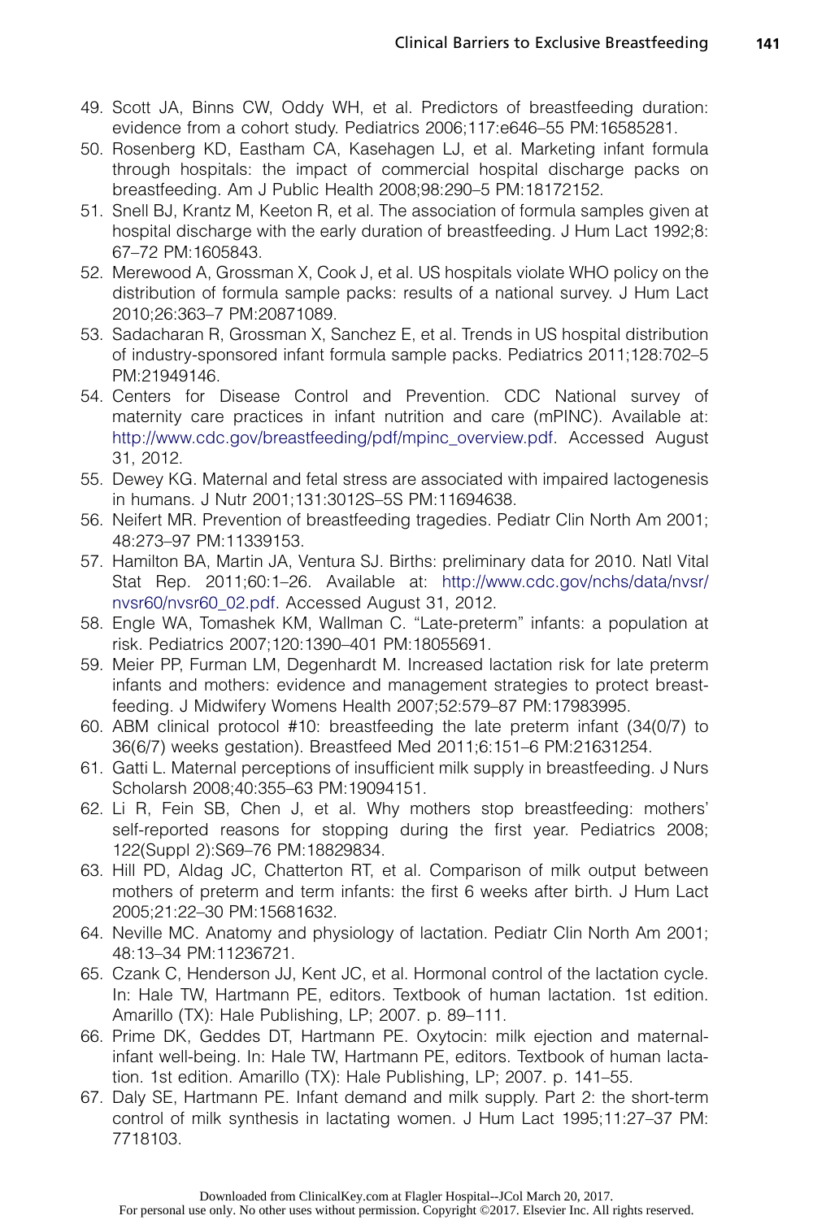49. Scott JA, Binns CW, Oddy WH, et al. Predictors of breastfeeding duration: evidence from a cohort study. Pediatrics 2006;117:e646–55 PM:16585281.
50. Rosenberg KD, Eastham CA, Kasehagen LJ, et al. Marketing infant formula through hospitals: the impact of commercial hospital discharge packs on breastfeeding. Am J Public Health 2008;98:290–5 PM:18172152.
51. Snell BJ, Krantz M, Keeton R, et al. The association of formula samples given at hospital discharge with the early duration of breastfeeding. J Hum Lact 1992;8:67–72 PM:1605843.
52. Merewood A, Grossman X, Cook J, et al. US hospitals violate WHO policy on the distribution of formula sample packs: results of a national survey. J Hum Lact 2010;26:363–7 PM:20871089.
53. Sadacharan R, Grossman X, Sanchez E, et al. Trends in US hospital distribution of industry-sponsored infant formula sample packs. Pediatrics 2011;128:702–5 PM:21949146.
54. Centers for Disease Control and Prevention. CDC National survey of maternity care practices in infant nutrition and care (mPINC). Available at: http://www.cdc.gov/breastfeeding/pdf/mpinc_overview.pdf. Accessed August 31, 2012.
55. Dewey KG. Maternal and fetal stress are associated with impaired lactogenesis in humans. J Nutr 2001;131:3012S–5S PM:11694638.
56. Neifert MR. Prevention of breastfeeding tragedies. Pediatr Clin North Am 2001;48:273–97 PM:11339153.
57. Hamilton BA, Martin JA, Ventura SJ. Births: preliminary data for 2010. Natl Vital Stat Rep. 2011;60:1–26. Available at: http://www.cdc.gov/nchs/data/nvsr/nvsr60/nvsr60_02.pdf. Accessed August 31, 2012.
58. Engle WA, Tomashek KM, Wallman C. "Late-preterm" infants: a population at risk. Pediatrics 2007;120:1390–401 PM:18055691.
59. Meier PP, Furman LM, Degenhardt M. Increased lactation risk for late preterm infants and mothers: evidence and management strategies to protect breastfeeding. J Midwifery Womens Health 2007;52:579–87 PM:17983995.
60. ABM clinical protocol #10: breastfeeding the late preterm infant (34(0/7) to 36(6/7) weeks gestation). Breastfeed Med 2011;6:151–6 PM:21631254.
61. Gatti L. Maternal perceptions of insufficient milk supply in breastfeeding. J Nurs Scholarsh 2008;40:355–63 PM:19094151.
62. Li R, Fein SB, Chen J, et al. Why mothers stop breastfeeding: mothers' self-reported reasons for stopping during the first year. Pediatrics 2008;122(Suppl 2):S69–76 PM:18829834.
63. Hill PD, Aldag JC, Chatterton RT, et al. Comparison of milk output between mothers of preterm and term infants: the first 6 weeks after birth. J Hum Lact 2005;21:22–30 PM:15681632.
64. Neville MC. Anatomy and physiology of lactation. Pediatr Clin North Am 2001;48:13–34 PM:11236721.
65. Czank C, Henderson JJ, Kent JC, et al. Hormonal control of the lactation cycle. In: Hale TW, Hartmann PE, editors. Textbook of human lactation. 1st edition. Amarillo (TX): Hale Publishing, LP; 2007. p. 89–111.
66. Prime DK, Geddes DT, Hartmann PE. Oxytocin: milk ejection and maternal-infant well-being. In: Hale TW, Hartmann PE, editors. Textbook of human lactation. 1st edition. Amarillo (TX): Hale Publishing, LP; 2007. p. 141–55.
67. Daly SE, Hartmann PE. Infant demand and milk supply. Part 2: the short-term control of milk synthesis in lactating women. J Hum Lact 1995;11:27–37 PM:7718103.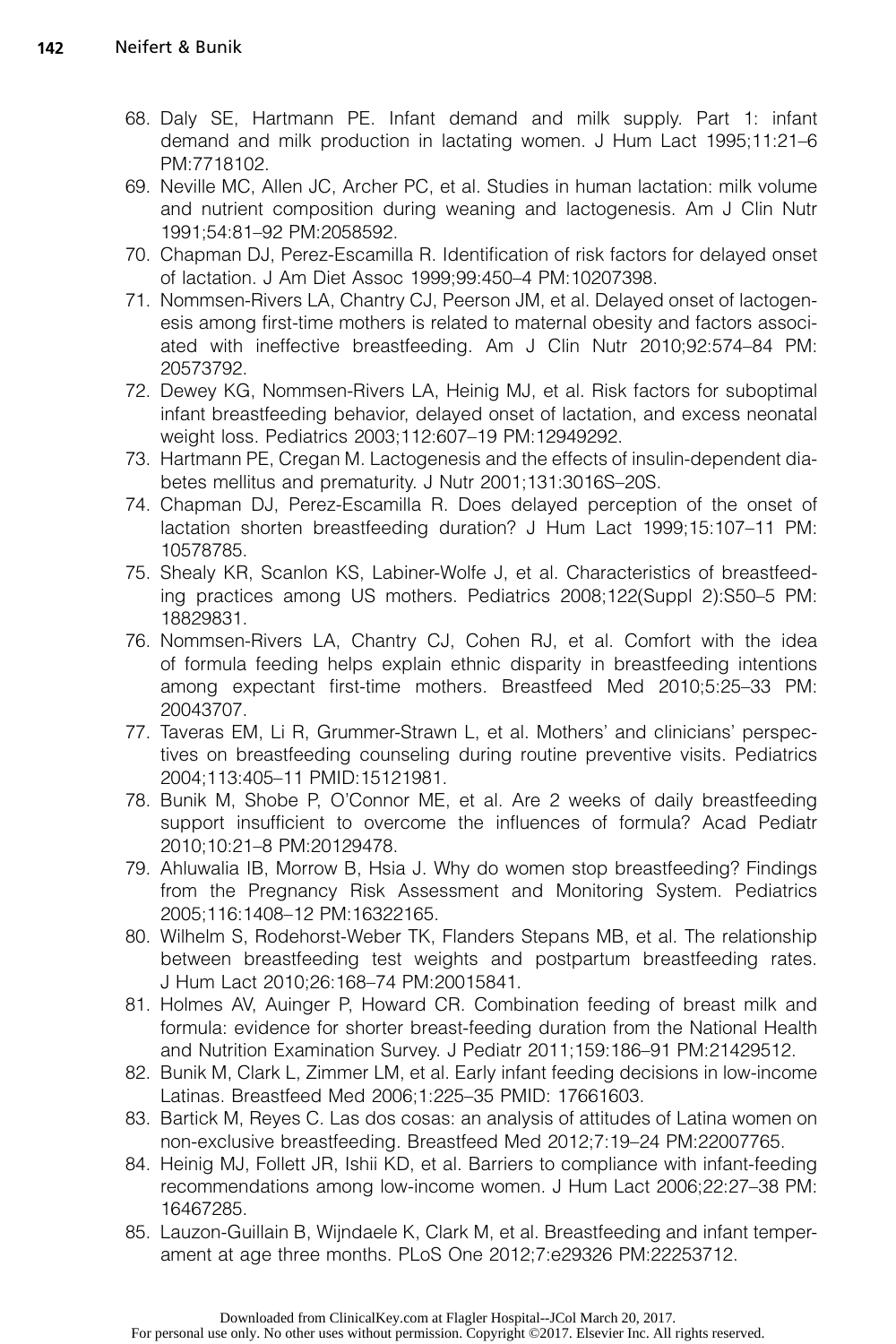68. Daly SE, Hartmann PE. Infant demand and milk supply. Part 1: infant demand and milk production in lactating women. J Hum Lact 1995;11:21–6 PM:7718102.
69. Neville MC, Allen JC, Archer PC, et al. Studies in human lactation: milk volume and nutrient composition during weaning and lactogenesis. Am J Clin Nutr 1991;54:81–92 PM:2058592.
70. Chapman DJ, Perez-Escamilla R. Identification of risk factors for delayed onset of lactation. J Am Diet Assoc 1999;99:450–4 PM:10207398.
71. Nommsen-Rivers LA, Chantry CJ, Peerson JM, et al. Delayed onset of lactogenesis among first-time mothers is related to maternal obesity and factors associated with ineffective breastfeeding. Am J Clin Nutr 2010;92:574–84 PM: 20573792.
72. Dewey KG, Nommsen-Rivers LA, Heinig MJ, et al. Risk factors for suboptimal infant breastfeeding behavior, delayed onset of lactation, and excess neonatal weight loss. Pediatrics 2003;112:607–19 PM:12949292.
73. Hartmann PE, Cregan M. Lactogenesis and the effects of insulin-dependent diabetes mellitus and prematurity. J Nutr 2001;131:3016S–20S.
74. Chapman DJ, Perez-Escamilla R. Does delayed perception of the onset of lactation shorten breastfeeding duration? J Hum Lact 1999;15:107–11 PM: 10578785.
75. Shealy KR, Scanlon KS, Labiner-Wolfe J, et al. Characteristics of breastfeeding practices among US mothers. Pediatrics 2008;122(Suppl 2):S50–5 PM: 18829831.
76. Nommsen-Rivers LA, Chantry CJ, Cohen RJ, et al. Comfort with the idea of formula feeding helps explain ethnic disparity in breastfeeding intentions among expectant first-time mothers. Breastfeed Med 2010;5:25–33 PM: 20043707.
77. Taveras EM, Li R, Grummer-Strawn L, et al. Mothers' and clinicians' perspectives on breastfeeding counseling during routine preventive visits. Pediatrics 2004;113:405–11 PMID:15121981.
78. Bunik M, Shobe P, O'Connor ME, et al. Are 2 weeks of daily breastfeeding support insufficient to overcome the influences of formula? Acad Pediatr 2010;10:21–8 PM:20129478.
79. Ahluwalia IB, Morrow B, Hsia J. Why do women stop breastfeeding? Findings from the Pregnancy Risk Assessment and Monitoring System. Pediatrics 2005;116:1408–12 PM:16322165.
80. Wilhelm S, Rodehorst-Weber TK, Flanders Stepans MB, et al. The relationship between breastfeeding test weights and postpartum breastfeeding rates. J Hum Lact 2010;26:168–74 PM:20015841.
81. Holmes AV, Auinger P, Howard CR. Combination feeding of breast milk and formula: evidence for shorter breast-feeding duration from the National Health and Nutrition Examination Survey. J Pediatr 2011;159:186–91 PM:21429512.
82. Bunik M, Clark L, Zimmer LM, et al. Early infant feeding decisions in low-income Latinas. Breastfeed Med 2006;1:225–35 PMID: 17661603.
83. Bartick M, Reyes C. Las dos cosas: an analysis of attitudes of Latina women on non-exclusive breastfeeding. Breastfeed Med 2012;7:19–24 PM:22007765.
84. Heinig MJ, Follett JR, Ishii KD, et al. Barriers to compliance with infant-feeding recommendations among low-income women. J Hum Lact 2006;22:27–38 PM: 16467285.
85. Lauzon-Guillain B, Wijndaele K, Clark M, et al. Breastfeeding and infant temperament at age three months. PLoS One 2012;7:e29326 PM:22253712.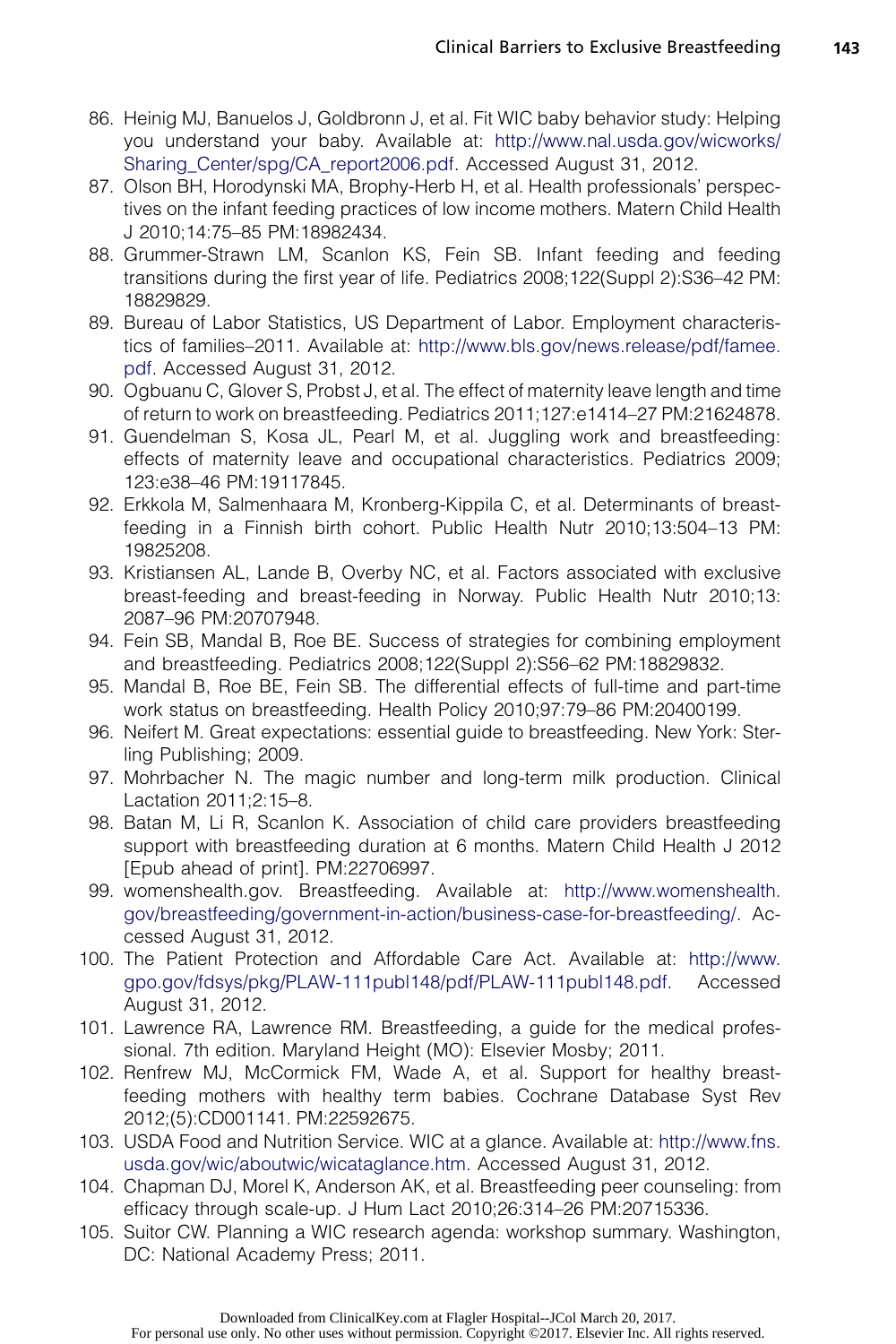86. Heinig MJ, Banuelos J, Goldbronn J, et al. Fit WIC baby behavior study: Helping you understand your baby. Available at: http://www.nal.usda.gov/wicworks/Sharing_Center/spg/CA_report2006.pdf. Accessed August 31, 2012.
87. Olson BH, Horodynski MA, Brophy-Herb H, et al. Health professionals' perspectives on the infant feeding practices of low income mothers. Matern Child Health J 2010;14:75–85 PM:18982434.
88. Grummer-Strawn LM, Scanlon KS, Fein SB. Infant feeding and feeding transitions during the first year of life. Pediatrics 2008;122(Suppl 2):S36–42 PM: 18829829.
89. Bureau of Labor Statistics, US Department of Labor. Employment characteristics of families–2011. Available at: http://www.bls.gov/news.release/pdf/famee.pdf. Accessed August 31, 2012.
90. Ogbuanu C, Glover S, Probst J, et al. The effect of maternity leave length and time of return to work on breastfeeding. Pediatrics 2011;127:e1414–27 PM:21624878.
91. Guendelman S, Kosa JL, Pearl M, et al. Juggling work and breastfeeding: effects of maternity leave and occupational characteristics. Pediatrics 2009; 123:e38–46 PM:19117845.
92. Erkkola M, Salmenhaara M, Kronberg-Kippila C, et al. Determinants of breastfeeding in a Finnish birth cohort. Public Health Nutr 2010;13:504–13 PM: 19825208.
93. Kristiansen AL, Lande B, Overby NC, et al. Factors associated with exclusive breast-feeding and breast-feeding in Norway. Public Health Nutr 2010;13: 2087–96 PM:20707948.
94. Fein SB, Mandal B, Roe BE. Success of strategies for combining employment and breastfeeding. Pediatrics 2008;122(Suppl 2):S56–62 PM:18829832.
95. Mandal B, Roe BE, Fein SB. The differential effects of full-time and part-time work status on breastfeeding. Health Policy 2010;97:79–86 PM:20400199.
96. Neifert M. Great expectations: essential guide to breastfeeding. New York: Sterling Publishing; 2009.
97. Mohrbacher N. The magic number and long-term milk production. Clinical Lactation 2011;2:15–8.
98. Batan M, Li R, Scanlon K. Association of child care providers breastfeeding support with breastfeeding duration at 6 months. Matern Child Health J 2012 [Epub ahead of print]. PM:22706997.
99. womenshealth.gov. Breastfeeding. Available at: http://www.womenshealth.gov/breastfeeding/government-in-action/business-case-for-breastfeeding/. Accessed August 31, 2012.
100. The Patient Protection and Affordable Care Act. Available at: http://www.gpo.gov/fdsys/pkg/PLAW-111publ148/pdf/PLAW-111publ148.pdf. Accessed August 31, 2012.
101. Lawrence RA, Lawrence RM. Breastfeeding, a guide for the medical professional. 7th edition. Maryland Height (MO): Elsevier Mosby; 2011.
102. Renfrew MJ, McCormick FM, Wade A, et al. Support for healthy breastfeeding mothers with healthy term babies. Cochrane Database Syst Rev 2012;(5):CD001141. PM:22592675.
103. USDA Food and Nutrition Service. WIC at a glance. Available at: http://www.fns.usda.gov/wic/aboutwic/wicataglance.htm. Accessed August 31, 2012.
104. Chapman DJ, Morel K, Anderson AK, et al. Breastfeeding peer counseling: from efficacy through scale-up. J Hum Lact 2010;26:314–26 PM:20715336.
105. Suitor CW. Planning a WIC research agenda: workshop summary. Washington, DC: National Academy Press; 2011.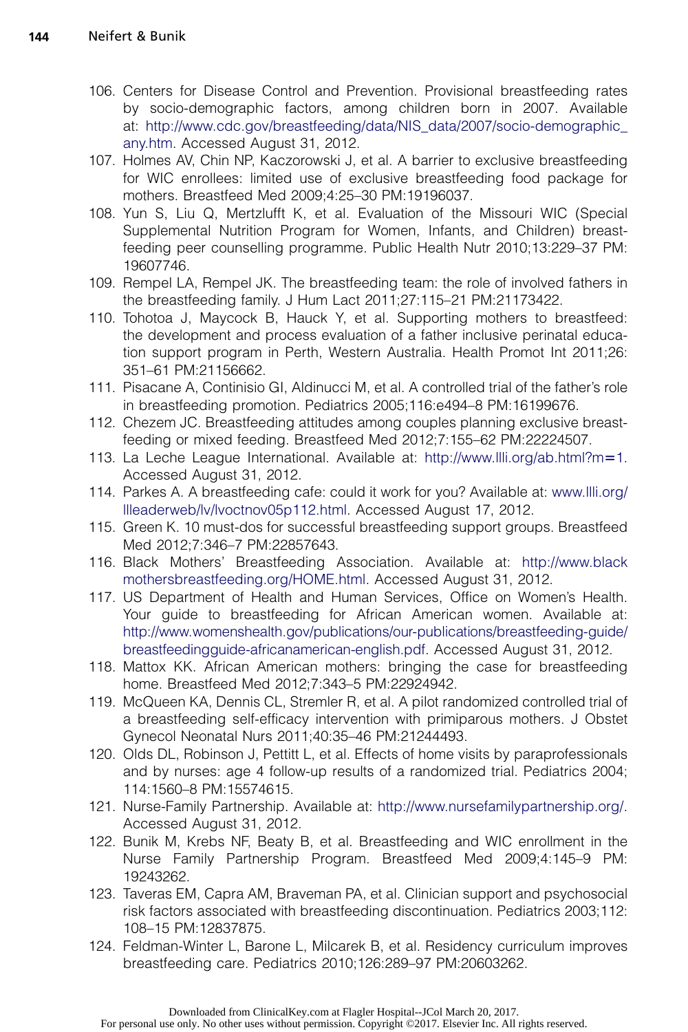106. Centers for Disease Control and Prevention. Provisional breastfeeding rates by socio-demographic factors, among children born in 2007. Available at: http://www.cdc.gov/breastfeeding/data/NIS_data/2007/socio-demographic_any.htm. Accessed August 31, 2012.
107. Holmes AV, Chin NP, Kaczorowski J, et al. A barrier to exclusive breastfeeding for WIC enrollees: limited use of exclusive breastfeeding food package for mothers. Breastfeed Med 2009;4:25–30 PM:19196037.
108. Yun S, Liu Q, Mertzlufft K, et al. Evaluation of the Missouri WIC (Special Supplemental Nutrition Program for Women, Infants, and Children) breastfeeding peer counselling programme. Public Health Nutr 2010;13:229–37 PM: 19607746.
109. Rempel LA, Rempel JK. The breastfeeding team: the role of involved fathers in the breastfeeding family. J Hum Lact 2011;27:115–21 PM:21173422.
110. Tohotoa J, Maycock B, Hauck Y, et al. Supporting mothers to breastfeed: the development and process evaluation of a father inclusive perinatal education support program in Perth, Western Australia. Health Promot Int 2011;26: 351–61 PM:21156662.
111. Pisacane A, Continisio GI, Aldinucci M, et al. A controlled trial of the father's role in breastfeeding promotion. Pediatrics 2005;116:e494–8 PM:16199676.
112. Chezem JC. Breastfeeding attitudes among couples planning exclusive breastfeeding or mixed feeding. Breastfeed Med 2012;7:155–62 PM:22224507.
113. La Leche League International. Available at: http://www.llli.org/ab.html?m=1. Accessed August 31, 2012.
114. Parkes A. A breastfeeding cafe: could it work for you? Available at: www.llli.org/llleaderweb/lv/lvoctnov05p112.html. Accessed August 17, 2012.
115. Green K. 10 must-dos for successful breastfeeding support groups. Breastfeed Med 2012;7:346–7 PM:22857643.
116. Black Mothers' Breastfeeding Association. Available at: http://www.blackmothersbreastfeeding.org/HOME.html. Accessed August 31, 2012.
117. US Department of Health and Human Services, Office on Women's Health. Your guide to breastfeeding for African American women. Available at: http://www.womenshealth.gov/publications/our-publications/breastfeeding-guide/breastfeedingguide-africanamerican-english.pdf. Accessed August 31, 2012.
118. Mattox KK. African American mothers: bringing the case for breastfeeding home. Breastfeed Med 2012;7:343–5 PM:22924942.
119. McQueen KA, Dennis CL, Stremler R, et al. A pilot randomized controlled trial of a breastfeeding self-efficacy intervention with primiparous mothers. J Obstet Gynecol Neonatal Nurs 2011;40:35–46 PM:21244493.
120. Olds DL, Robinson J, Pettitt L, et al. Effects of home visits by paraprofessionals and by nurses: age 4 follow-up results of a randomized trial. Pediatrics 2004; 114:1560–8 PM:15574615.
121. Nurse-Family Partnership. Available at: http://www.nursefamilypartnership.org/. Accessed August 31, 2012.
122. Bunik M, Krebs NF, Beaty B, et al. Breastfeeding and WIC enrollment in the Nurse Family Partnership Program. Breastfeed Med 2009;4:145–9 PM: 19243262.
123. Taveras EM, Capra AM, Braveman PA, et al. Clinician support and psychosocial risk factors associated with breastfeeding discontinuation. Pediatrics 2003;112: 108–15 PM:12837875.
124. Feldman-Winter L, Barone L, Milcarek B, et al. Residency curriculum improves breastfeeding care. Pediatrics 2010;126:289–97 PM:20603262.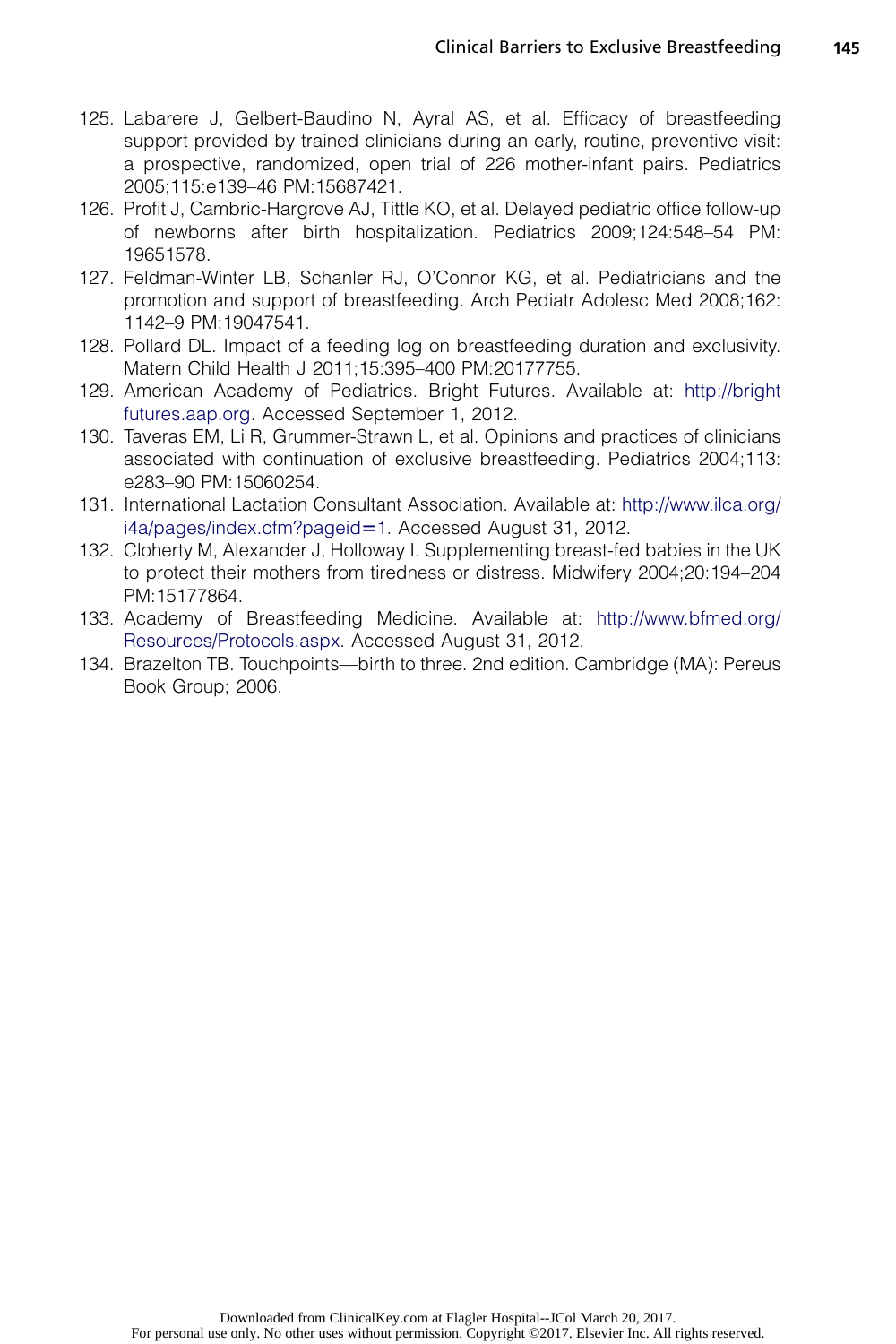125. Labarere J, Gelbert-Baudino N, Ayral AS, et al. Efficacy of breastfeeding support provided by trained clinicians during an early, routine, preventive visit: a prospective, randomized, open trial of 226 mother-infant pairs. Pediatrics 2005;115:e139–46 PM:15687421.
126. Profit J, Cambric-Hargrove AJ, Tittle KO, et al. Delayed pediatric office follow-up of newborns after birth hospitalization. Pediatrics 2009;124:548–54 PM: 19651578.
127. Feldman-Winter LB, Schanler RJ, O'Connor KG, et al. Pediatricians and the promotion and support of breastfeeding. Arch Pediatr Adolesc Med 2008;162: 1142–9 PM:19047541.
128. Pollard DL. Impact of a feeding log on breastfeeding duration and exclusivity. Matern Child Health J 2011;15:395–400 PM:20177755.
129. American Academy of Pediatrics. Bright Futures. Available at: http://brightfutures.aap.org. Accessed September 1, 2012.
130. Taveras EM, Li R, Grummer-Strawn L, et al. Opinions and practices of clinicians associated with continuation of exclusive breastfeeding. Pediatrics 2004;113: e283–90 PM:15060254.
131. International Lactation Consultant Association. Available at: http://www.ilca.org/i4a/pages/index.cfm?pageid=1. Accessed August 31, 2012.
132. Cloherty M, Alexander J, Holloway I. Supplementing breast-fed babies in the UK to protect their mothers from tiredness or distress. Midwifery 2004;20:194–204 PM:15177864.
133. Academy of Breastfeeding Medicine. Available at: http://www.bfmed.org/Resources/Protocols.aspx. Accessed August 31, 2012.
134. Brazelton TB. Touchpoints—birth to three. 2nd edition. Cambridge (MA): Pereus Book Group; 2006.